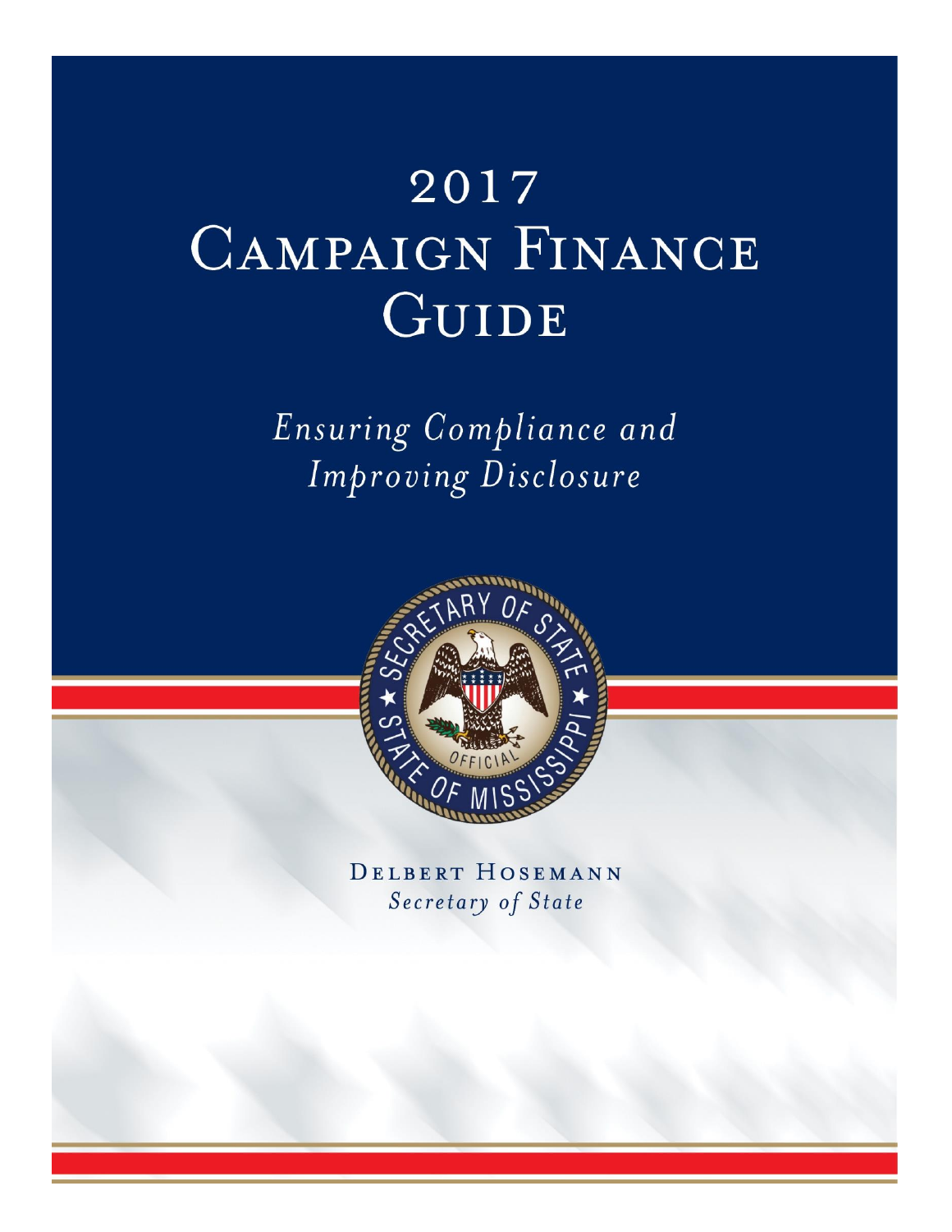# 2017 Campaign Finance Guide

*Ensuring Compliance and Improving Disclosure*

Delbert Hosemann

*Secretary of State*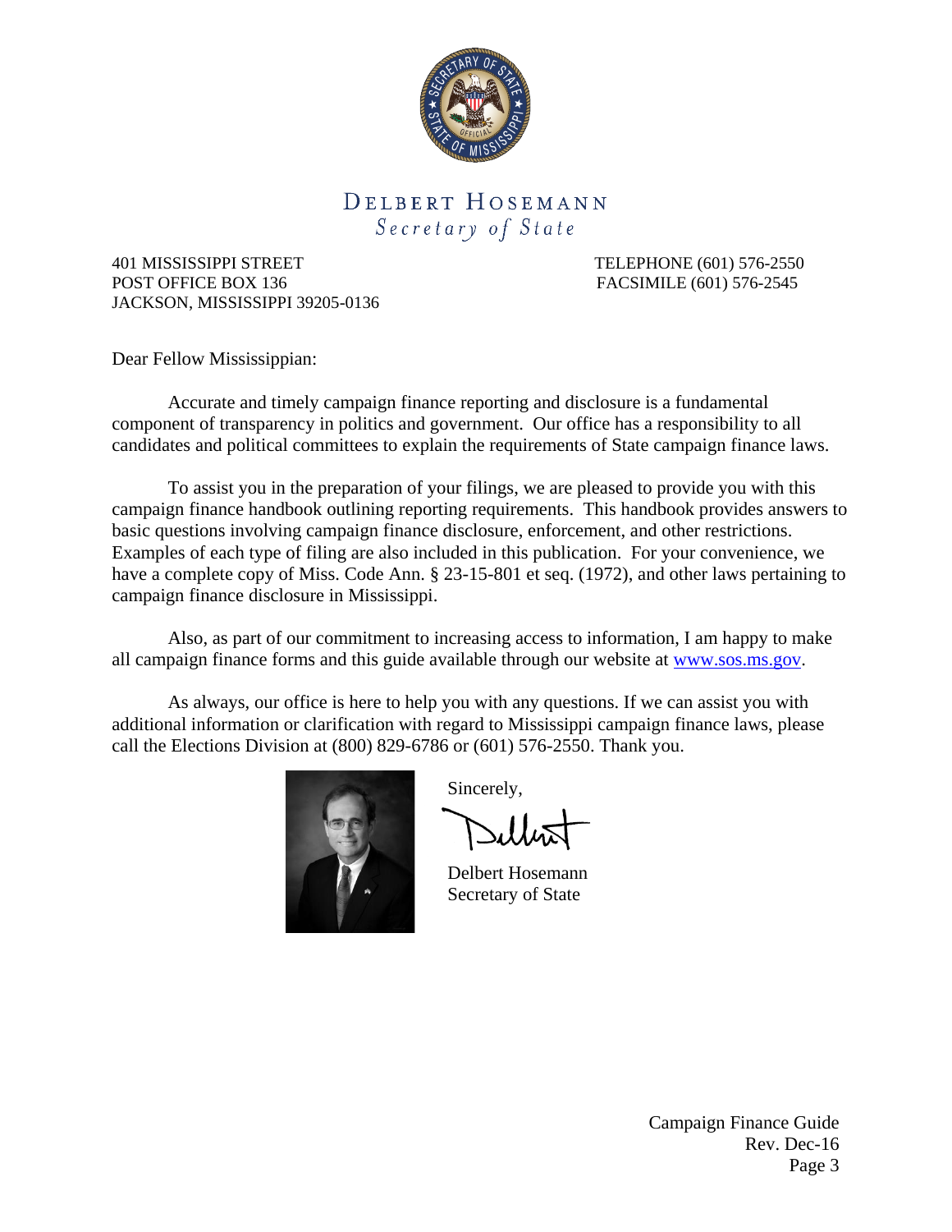# DELBERT HOSEMANN

*Secretary of State*

401 MISSISSIPPI STREET
POST OFFICE BOX 136
JACKSON, MISSISSIPPI 39205-0136

TELEPHONE (601) 576-2550
FACSIMILE (601) 576-2545

Dear Fellow Mississippian:

Accurate and timely campaign finance reporting and disclosure is a fundamental component of transparency in politics and government. Our office has a responsibility to all candidates and political committees to explain the requirements of State campaign finance laws.

To assist you in the preparation of your filings, we are pleased to provide you with this campaign finance handbook outlining reporting requirements. This handbook provides answers to basic questions involving campaign finance disclosure, enforcement, and other restrictions. Examples of each type of filing are also included in this publication. For your convenience, we have a complete copy of Miss. Code Ann. § 23-15-801 et seq. (1972), and other laws pertaining to campaign finance disclosure in Mississippi.

Also, as part of our commitment to increasing access to information, I am happy to make all campaign finance forms and this guide available through our website at www.sos.ms.gov.

As always, our office is here to help you with any questions. If we can assist you with additional information or clarification with regard to Mississippi campaign finance laws, please call the Elections Division at (800) 829-6786 or (601) 576-2550. Thank you.

Sincerely,

Delbert Hosemann
Secretary of State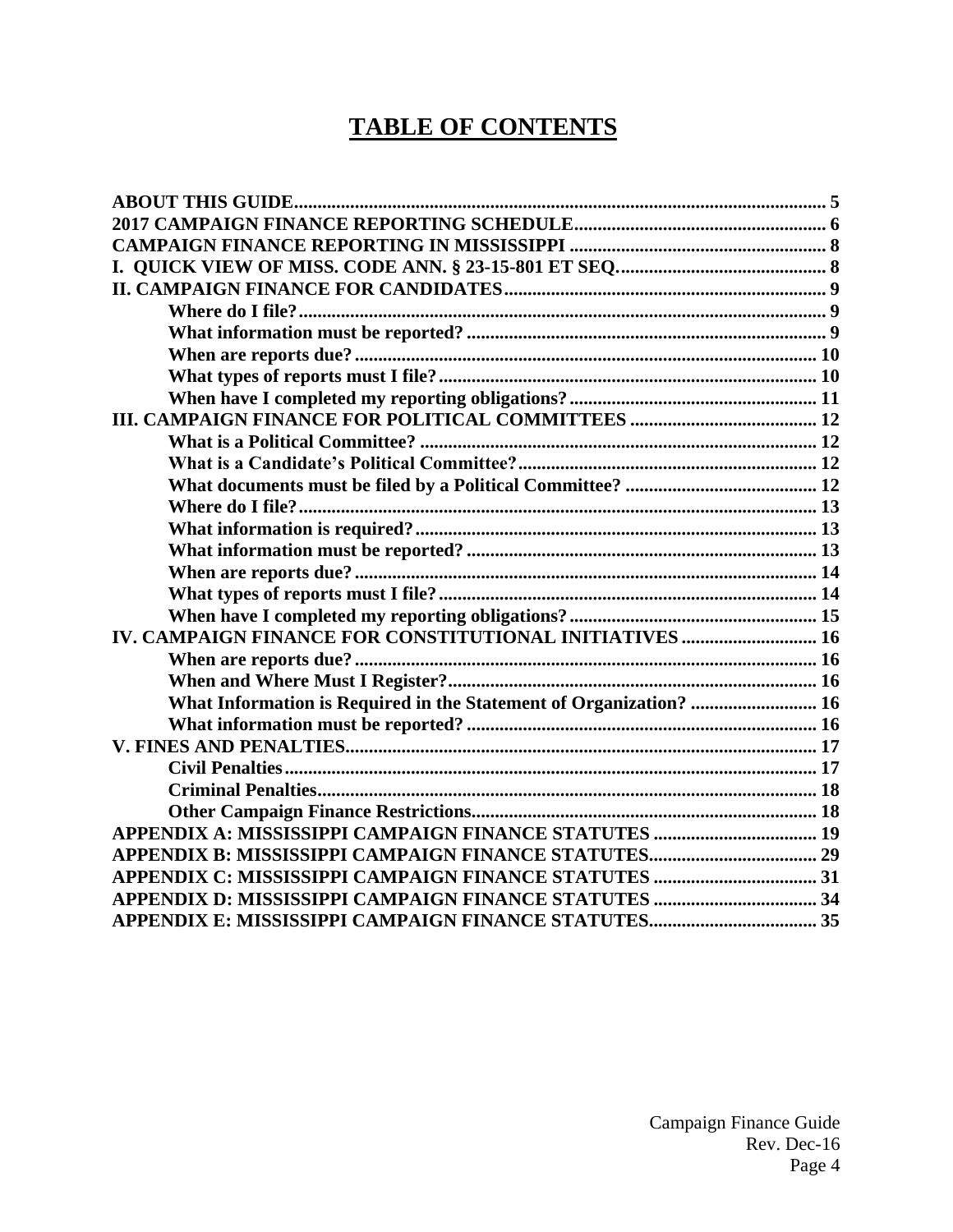# TABLE OF CONTENTS

**ABOUT THIS GUIDE** ..... 5
**2017 CAMPAIGN FINANCE REPORTING SCHEDULE** ..... 6
**CAMPAIGN FINANCE REPORTING IN MISSISSIPPI** ..... 8
**I. QUICK VIEW OF MISS. CODE ANN. § 23-15-801 ET SEQ.** ..... 8
**II. CAMPAIGN FINANCE FOR CANDIDATES** ..... 9
- **Where do I file?** ..... 9
- **What information must be reported?** ..... 9
- **When are reports due?** ..... 10
- **What types of reports must I file?** ..... 10
- **When have I completed my reporting obligations?** ..... 11

**III. CAMPAIGN FINANCE FOR POLITICAL COMMITTEES** ..... 12
- **What is a Political Committee?** ..... 12
- **What is a Candidate's Political Committee?** ..... 12
- **What documents must be filed by a Political Committee?** ..... 12
- **Where do I file?** ..... 13
- **What information is required?** ..... 13
- **What information must be reported?** ..... 13
- **When are reports due?** ..... 14
- **What types of reports must I file?** ..... 14
- **When have I completed my reporting obligations?** ..... 15

**IV. CAMPAIGN FINANCE FOR CONSTITUTIONAL INITIATIVES** ..... 16
- **When are reports due?** ..... 16
- **When and Where Must I Register?** ..... 16
- **What Information is Required in the Statement of Organization?** ..... 16
- **What information must be reported?** ..... 16

**V. FINES AND PENALTIES** ..... 17
- **Civil Penalties** ..... 17
- **Criminal Penalties** ..... 18
- **Other Campaign Finance Restrictions** ..... 18

**APPENDIX A: MISSISSIPPI CAMPAIGN FINANCE STATUTES** ..... 19
**APPENDIX B: MISSISSIPPI CAMPAIGN FINANCE STATUTES** ..... 29
**APPENDIX C: MISSISSIPPI CAMPAIGN FINANCE STATUTES** ..... 31
**APPENDIX D: MISSISSIPPI CAMPAIGN FINANCE STATUTES** ..... 34
**APPENDIX E: MISSISSIPPI CAMPAIGN FINANCE STATUTES** ..... 35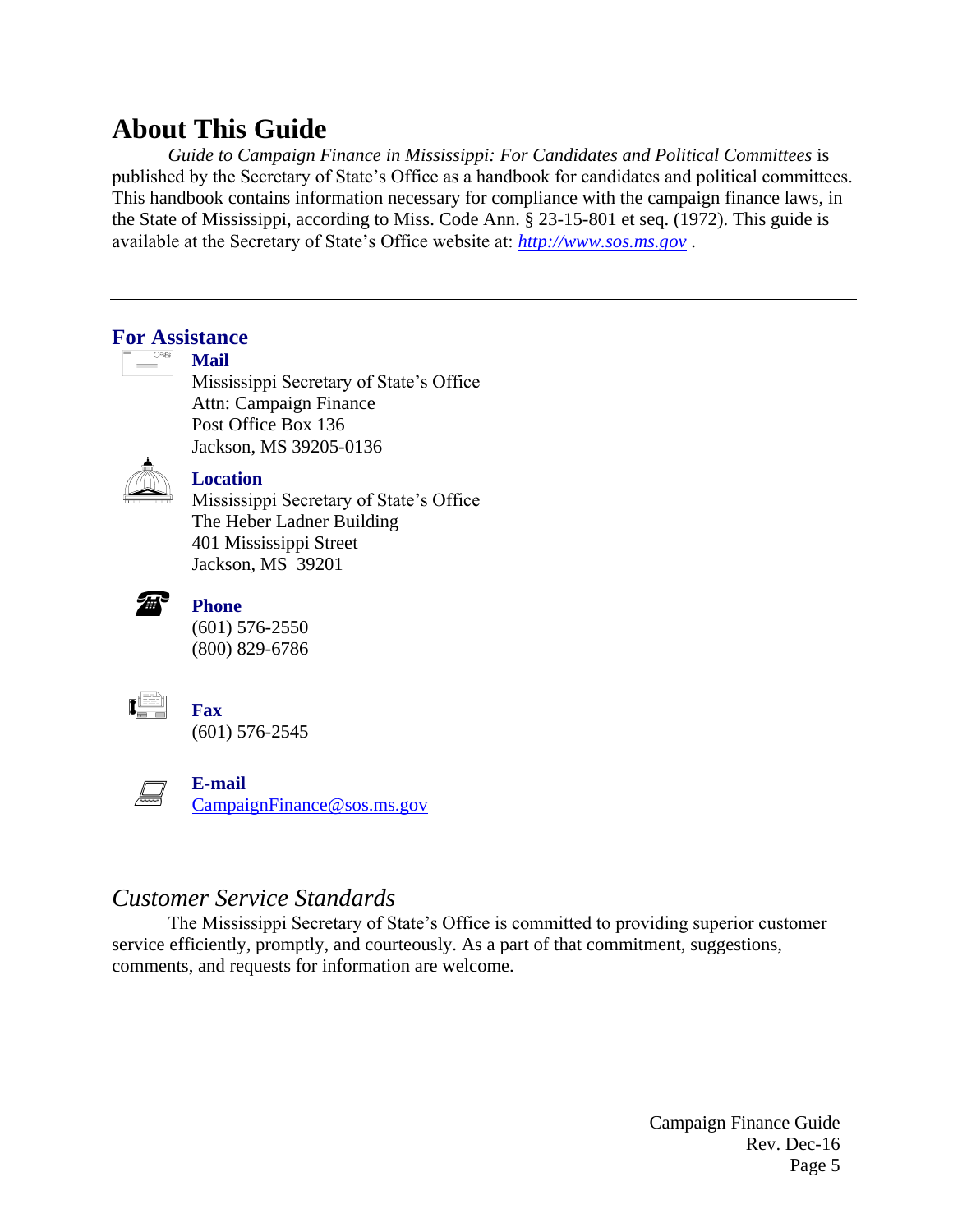# About This Guide

*Guide to Campaign Finance in Mississippi: For Candidates and Political Committees* is published by the Secretary of State's Office as a handbook for candidates and political committees. This handbook contains information necessary for compliance with the campaign finance laws, in the State of Mississippi, according to Miss. Code Ann. § 23-15-801 et seq. (1972). This guide is available at the Secretary of State's Office website at: *http://www.sos.ms.gov* .

---

## For Assistance

**Mail**
Mississippi Secretary of State's Office
Attn: Campaign Finance
Post Office Box 136
Jackson, MS 39205-0136

**Location**
Mississippi Secretary of State's Office
The Heber Ladner Building
401 Mississippi Street
Jackson, MS 39201

**Phone**
(601) 576-2550
(800) 829-6786

**Fax**
(601) 576-2545

**E-mail**
CampaignFinance@sos.ms.gov

## *Customer Service Standards*

The Mississippi Secretary of State's Office is committed to providing superior customer service efficiently, promptly, and courteously. As a part of that commitment, suggestions, comments, and requests for information are welcome.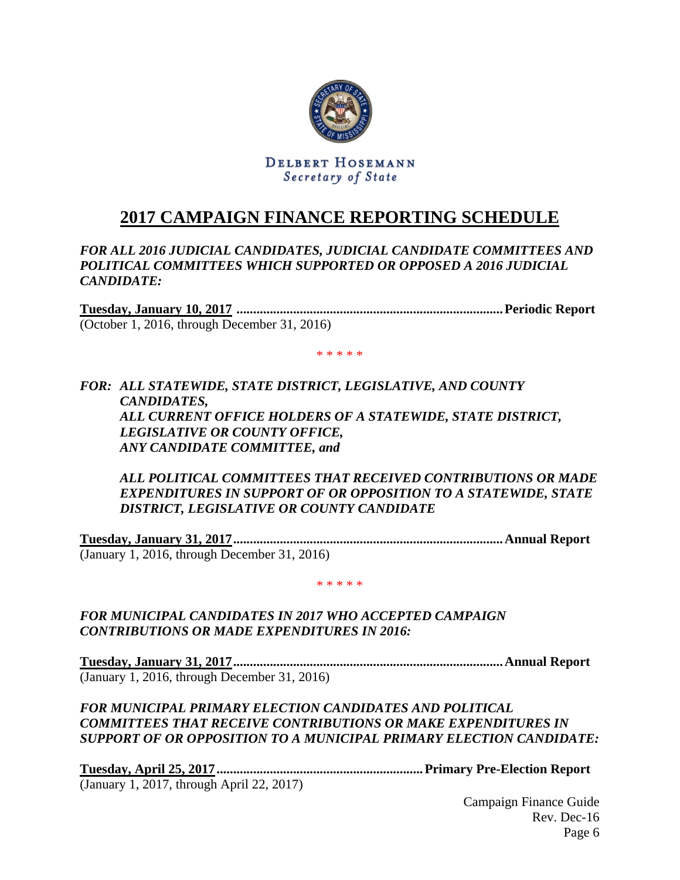DELBERT HOSEMANN
*Secretary of State*

# 2017 CAMPAIGN FINANCE REPORTING SCHEDULE

***FOR ALL 2016 JUDICIAL CANDIDATES, JUDICIAL CANDIDATE COMMITTEES AND POLITICAL COMMITTEES WHICH SUPPORTED OR OPPOSED A 2016 JUDICIAL CANDIDATE:***

**Tuesday, January 10, 2017 ................................................................................ Periodic Report**
(October 1, 2016, through December 31, 2016)

\* \* \* \* \*

***FOR: ALL STATEWIDE, STATE DISTRICT, LEGISLATIVE, AND COUNTY CANDIDATES,***
***ALL CURRENT OFFICE HOLDERS OF A STATEWIDE, STATE DISTRICT, LEGISLATIVE OR COUNTY OFFICE,***
***ANY CANDIDATE COMMITTEE, and***

***ALL POLITICAL COMMITTEES THAT RECEIVED CONTRIBUTIONS OR MADE EXPENDITURES IN SUPPORT OF OR OPPOSITION TO A STATEWIDE, STATE DISTRICT, LEGISLATIVE OR COUNTY CANDIDATE***

**Tuesday, January 31, 2017................................................................................ Annual Report**
(January 1, 2016, through December 31, 2016)

\* \* \* \* \*

***FOR MUNICIPAL CANDIDATES IN 2017 WHO ACCEPTED CAMPAIGN CONTRIBUTIONS OR MADE EXPENDITURES IN 2016:***

**Tuesday, January 31, 2017................................................................................ Annual Report**
(January 1, 2016, through December 31, 2016)

***FOR MUNICIPAL PRIMARY ELECTION CANDIDATES AND POLITICAL COMMITTEES THAT RECEIVE CONTRIBUTIONS OR MAKE EXPENDITURES IN SUPPORT OF OR OPPOSITION TO A MUNICIPAL PRIMARY ELECTION CANDIDATE:***

**Tuesday, April 25, 2017.............................................................. Primary Pre-Election Report**
(January 1, 2017, through April 22, 2017)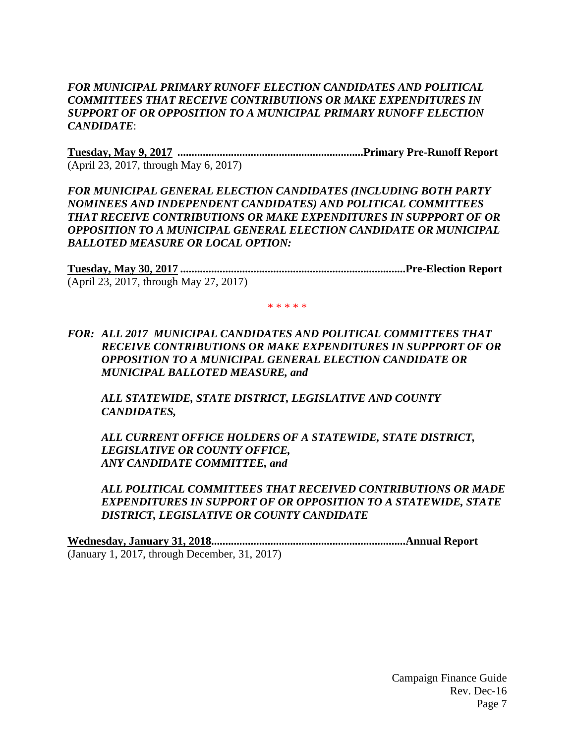***FOR MUNICIPAL PRIMARY RUNOFF ELECTION CANDIDATES AND POLITICAL COMMITTEES THAT RECEIVE CONTRIBUTIONS OR MAKE EXPENDITURES IN SUPPORT OF OR OPPOSITION TO A MUNICIPAL PRIMARY RUNOFF ELECTION CANDIDATE***:

**Tuesday, May 9, 2017 .................................................................Primary Pre-Runoff Report**
(April 23, 2017, through May 6, 2017)

***FOR MUNICIPAL GENERAL ELECTION CANDIDATES (INCLUDING BOTH PARTY NOMINEES AND INDEPENDENT CANDIDATES) AND POLITICAL COMMITTEES THAT RECEIVE CONTRIBUTIONS OR MAKE EXPENDITURES IN SUPPPORT OF OR OPPOSITION TO A MUNICIPAL GENERAL ELECTION CANDIDATE OR MUNICIPAL BALLOTED MEASURE OR LOCAL OPTION:***

**Tuesday, May 30, 2017 ...............................................................................Pre-Election Report**
(April 23, 2017, through May 27, 2017)

\* \* \* \* \*

***FOR: ALL 2017 MUNICIPAL CANDIDATES AND POLITICAL COMMITTEES THAT RECEIVE CONTRIBUTIONS OR MAKE EXPENDITURES IN SUPPPORT OF OR OPPOSITION TO A MUNICIPAL GENERAL ELECTION CANDIDATE OR MUNICIPAL BALLOTED MEASURE, and***

***ALL STATEWIDE, STATE DISTRICT, LEGISLATIVE AND COUNTY CANDIDATES,***

***ALL CURRENT OFFICE HOLDERS OF A STATEWIDE, STATE DISTRICT, LEGISLATIVE OR COUNTY OFFICE,***
***ANY CANDIDATE COMMITTEE, and***

***ALL POLITICAL COMMITTEES THAT RECEIVED CONTRIBUTIONS OR MADE EXPENDITURES IN SUPPORT OF OR OPPOSITION TO A STATEWIDE, STATE DISTRICT, LEGISLATIVE OR COUNTY CANDIDATE***

**Wednesday, January 31, 2018...................................................................Annual Report**
(January 1, 2017, through December, 31, 2017)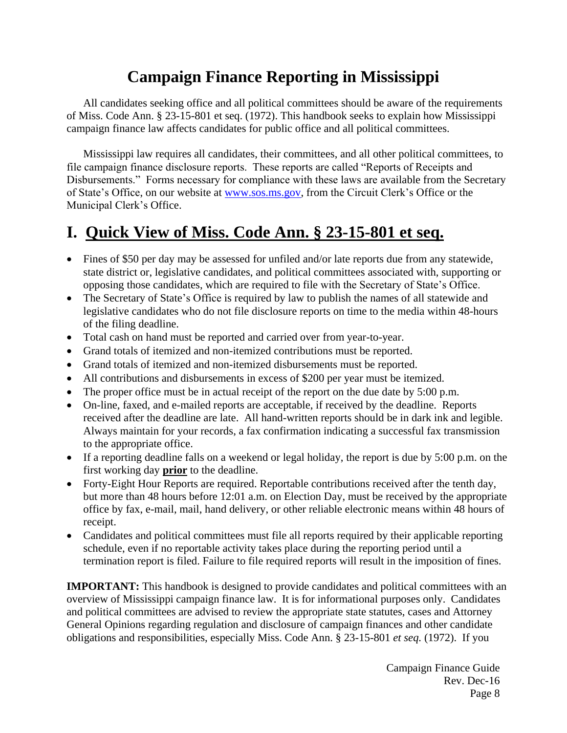# Campaign Finance Reporting in Mississippi

All candidates seeking office and all political committees should be aware of the requirements of Miss. Code Ann. § 23-15-801 et seq. (1972). This handbook seeks to explain how Mississippi campaign finance law affects candidates for public office and all political committees.

Mississippi law requires all candidates, their committees, and all other political committees, to file campaign finance disclosure reports. These reports are called "Reports of Receipts and Disbursements." Forms necessary for compliance with these laws are available from the Secretary of State's Office, on our website at www.sos.ms.gov, from the Circuit Clerk's Office or the Municipal Clerk's Office.

## I. Quick View of Miss. Code Ann. § 23-15-801 et seq.

- Fines of $50 per day may be assessed for unfiled and/or late reports due from any statewide, state district or, legislative candidates, and political committees associated with, supporting or opposing those candidates, which are required to file with the Secretary of State's Office.
- The Secretary of State's Office is required by law to publish the names of all statewide and legislative candidates who do not file disclosure reports on time to the media within 48-hours of the filing deadline.
- Total cash on hand must be reported and carried over from year-to-year.
- Grand totals of itemized and non-itemized contributions must be reported.
- Grand totals of itemized and non-itemized disbursements must be reported.
- All contributions and disbursements in excess of $200 per year must be itemized.
- The proper office must be in actual receipt of the report on the due date by 5:00 p.m.
- On-line, faxed, and e-mailed reports are acceptable, if received by the deadline. Reports received after the deadline are late. All hand-written reports should be in dark ink and legible. Always maintain for your records, a fax confirmation indicating a successful fax transmission to the appropriate office.
- If a reporting deadline falls on a weekend or legal holiday, the report is due by 5:00 p.m. on the first working day **prior** to the deadline.
- Forty-Eight Hour Reports are required. Reportable contributions received after the tenth day, but more than 48 hours before 12:01 a.m. on Election Day, must be received by the appropriate office by fax, e-mail, mail, hand delivery, or other reliable electronic means within 48 hours of receipt.
- Candidates and political committees must file all reports required by their applicable reporting schedule, even if no reportable activity takes place during the reporting period until a termination report is filed. Failure to file required reports will result in the imposition of fines.

**IMPORTANT:** This handbook is designed to provide candidates and political committees with an overview of Mississippi campaign finance law. It is for informational purposes only. Candidates and political committees are advised to review the appropriate state statutes, cases and Attorney General Opinions regarding regulation and disclosure of campaign finances and other candidate obligations and responsibilities, especially Miss. Code Ann. § 23-15-801 *et seq.* (1972). If you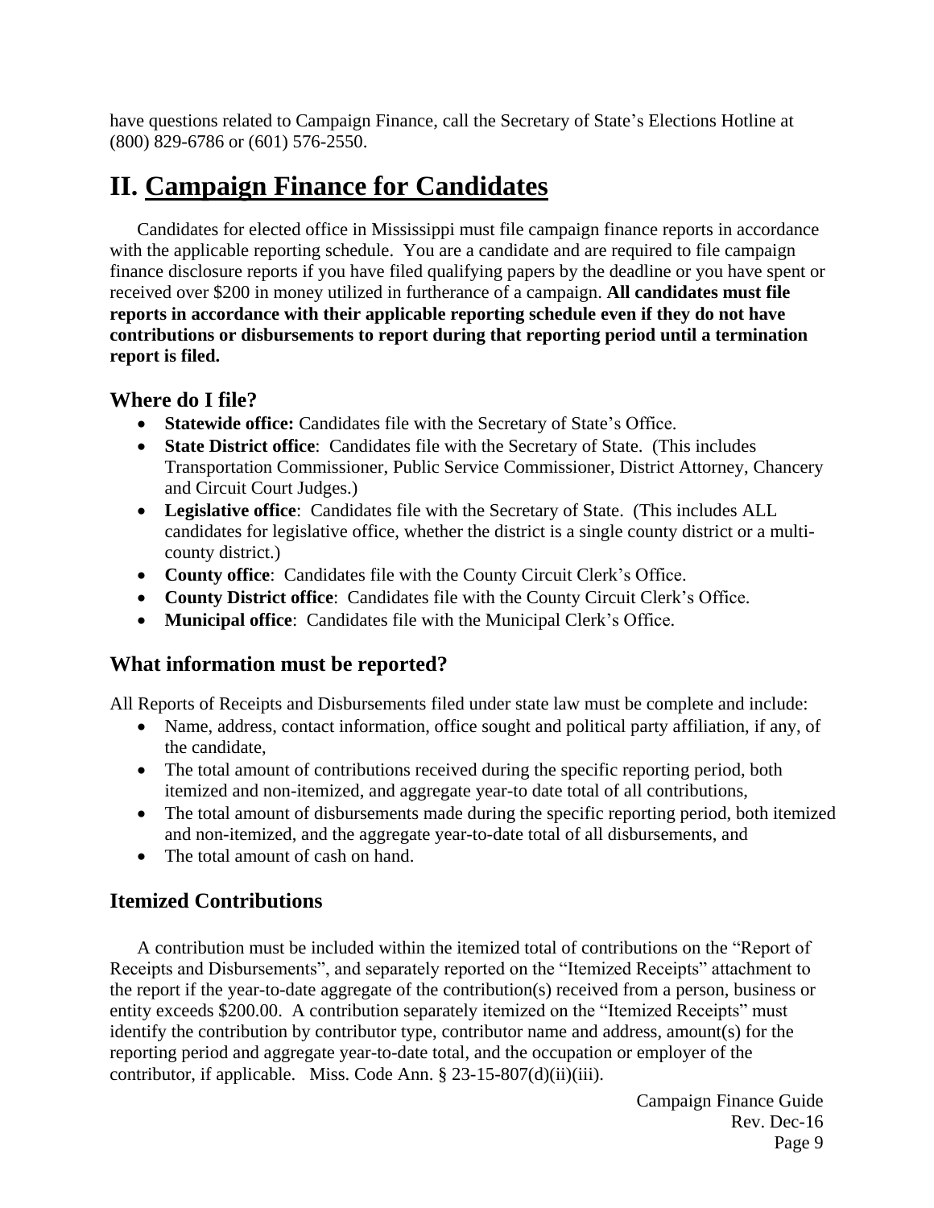have questions related to Campaign Finance, call the Secretary of State's Elections Hotline at (800) 829-6786 or (601) 576-2550.

# II. Campaign Finance for Candidates

Candidates for elected office in Mississippi must file campaign finance reports in accordance with the applicable reporting schedule. You are a candidate and are required to file campaign finance disclosure reports if you have filed qualifying papers by the deadline or you have spent or received over $200 in money utilized in furtherance of a campaign. **All candidates must file reports in accordance with their applicable reporting schedule even if they do not have contributions or disbursements to report during that reporting period until a termination report is filed.**

## Where do I file?

- **Statewide office:** Candidates file with the Secretary of State's Office.
- **State District office**: Candidates file with the Secretary of State. (This includes Transportation Commissioner, Public Service Commissioner, District Attorney, Chancery and Circuit Court Judges.)
- **Legislative office**: Candidates file with the Secretary of State. (This includes ALL candidates for legislative office, whether the district is a single county district or a multi-county district.)
- **County office**: Candidates file with the County Circuit Clerk's Office.
- **County District office**: Candidates file with the County Circuit Clerk's Office.
- **Municipal office**: Candidates file with the Municipal Clerk's Office.

## What information must be reported?

All Reports of Receipts and Disbursements filed under state law must be complete and include:

- Name, address, contact information, office sought and political party affiliation, if any, of the candidate,
- The total amount of contributions received during the specific reporting period, both itemized and non-itemized, and aggregate year-to date total of all contributions,
- The total amount of disbursements made during the specific reporting period, both itemized and non-itemized, and the aggregate year-to-date total of all disbursements, and
- The total amount of cash on hand.

## Itemized Contributions

A contribution must be included within the itemized total of contributions on the "Report of Receipts and Disbursements", and separately reported on the "Itemized Receipts" attachment to the report if the year-to-date aggregate of the contribution(s) received from a person, business or entity exceeds $200.00. A contribution separately itemized on the "Itemized Receipts" must identify the contribution by contributor type, contributor name and address, amount(s) for the reporting period and aggregate year-to-date total, and the occupation or employer of the contributor, if applicable. Miss. Code Ann. § 23-15-807(d)(ii)(iii).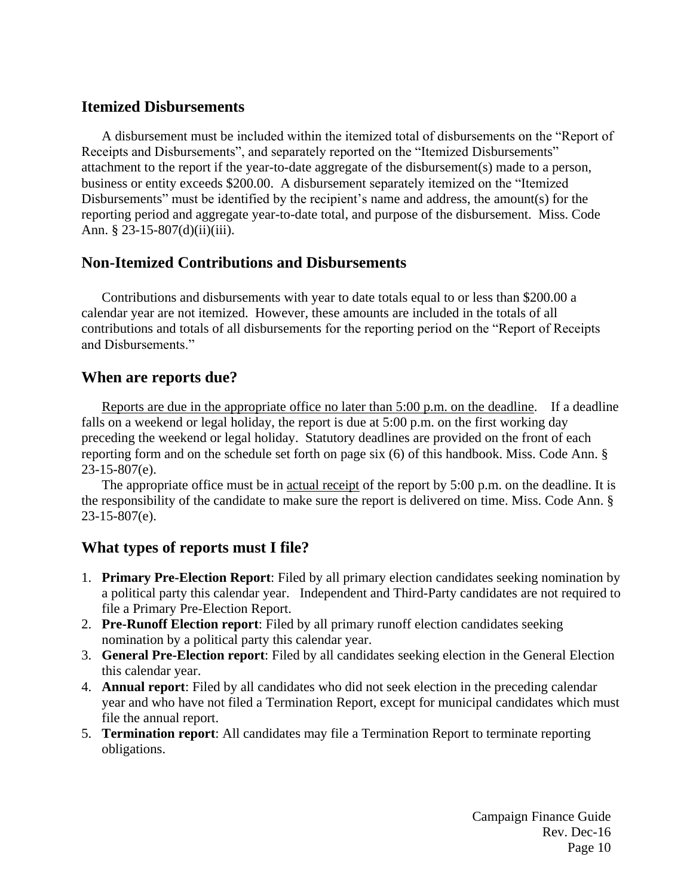## Itemized Disbursements

A disbursement must be included within the itemized total of disbursements on the "Report of Receipts and Disbursements", and separately reported on the "Itemized Disbursements" attachment to the report if the year-to-date aggregate of the disbursement(s) made to a person, business or entity exceeds $200.00. A disbursement separately itemized on the "Itemized Disbursements" must be identified by the recipient's name and address, the amount(s) for the reporting period and aggregate year-to-date total, and purpose of the disbursement. Miss. Code Ann. § 23-15-807(d)(ii)(iii).

## Non-Itemized Contributions and Disbursements

Contributions and disbursements with year to date totals equal to or less than $200.00 a calendar year are not itemized. However, these amounts are included in the totals of all contributions and totals of all disbursements for the reporting period on the "Report of Receipts and Disbursements."

## When are reports due?

<u>Reports are due in the appropriate office no later than 5:00 p.m. on the deadline</u>. If a deadline falls on a weekend or legal holiday, the report is due at 5:00 p.m. on the first working day preceding the weekend or legal holiday. Statutory deadlines are provided on the front of each reporting form and on the schedule set forth on page six (6) of this handbook. Miss. Code Ann. § 23-15-807(e).

The appropriate office must be in <u>actual receipt</u> of the report by 5:00 p.m. on the deadline. It is the responsibility of the candidate to make sure the report is delivered on time. Miss. Code Ann. § 23-15-807(e).

## What types of reports must I file?

1. **Primary Pre-Election Report**: Filed by all primary election candidates seeking nomination by a political party this calendar year. Independent and Third-Party candidates are not required to file a Primary Pre-Election Report.
2. **Pre-Runoff Election report**: Filed by all primary runoff election candidates seeking nomination by a political party this calendar year.
3. **General Pre-Election report**: Filed by all candidates seeking election in the General Election this calendar year.
4. **Annual report**: Filed by all candidates who did not seek election in the preceding calendar year and who have not filed a Termination Report, except for municipal candidates which must file the annual report.
5. **Termination report**: All candidates may file a Termination Report to terminate reporting obligations.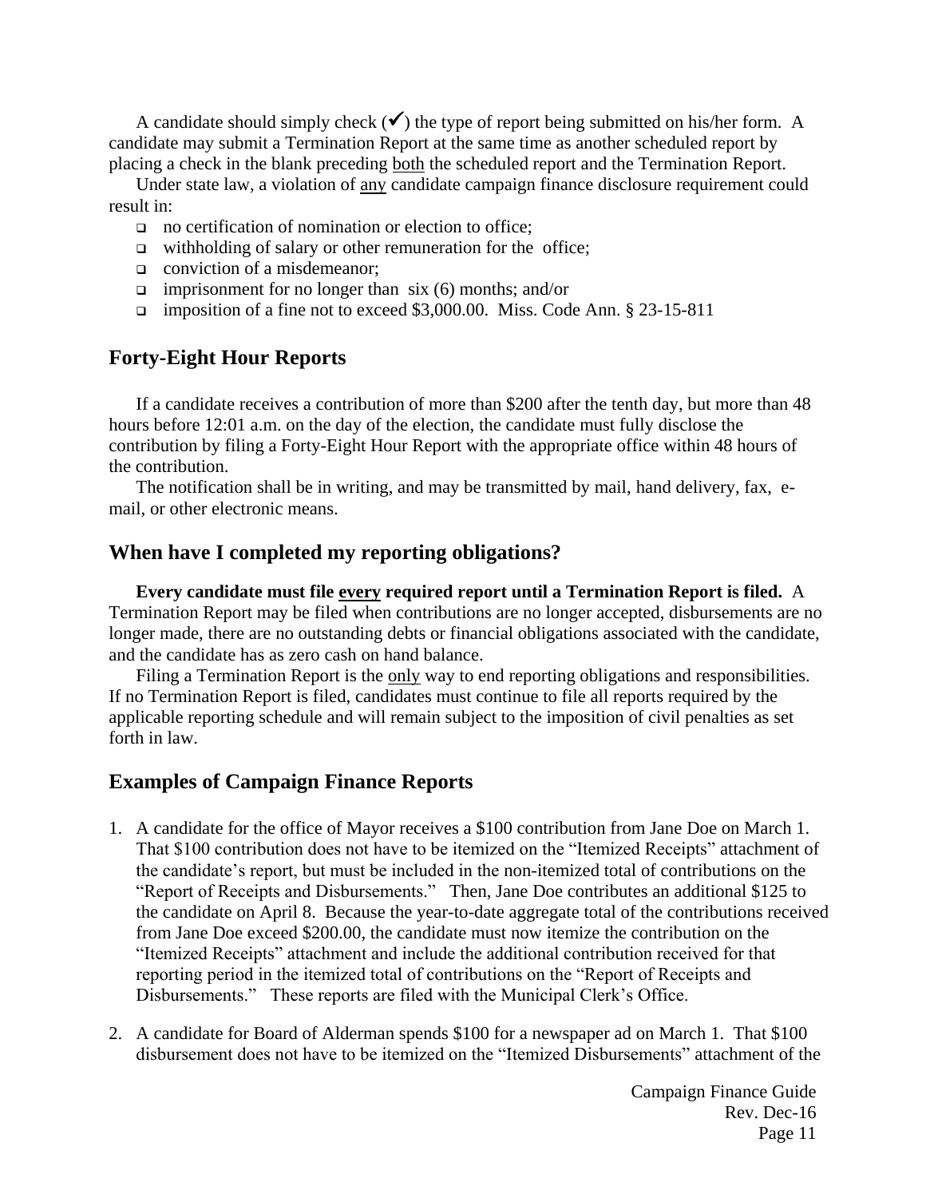A candidate should simply check (✓) the type of report being submitted on his/her form. A candidate may submit a Termination Report at the same time as another scheduled report by placing a check in the blank preceding both the scheduled report and the Termination Report.

Under state law, a violation of any candidate campaign finance disclosure requirement could result in:

- no certification of nomination or election to office;
- withholding of salary or other remuneration for the office;
- conviction of a misdemeanor;
- imprisonment for no longer than six (6) months; and/or
- imposition of a fine not to exceed $3,000.00. Miss. Code Ann. § 23-15-811

## Forty-Eight Hour Reports

If a candidate receives a contribution of more than $200 after the tenth day, but more than 48 hours before 12:01 a.m. on the day of the election, the candidate must fully disclose the contribution by filing a Forty-Eight Hour Report with the appropriate office within 48 hours of the contribution.

The notification shall be in writing, and may be transmitted by mail, hand delivery, fax, e-mail, or other electronic means.

## When have I completed my reporting obligations?

**Every candidate must file every required report until a Termination Report is filed.** A Termination Report may be filed when contributions are no longer accepted, disbursements are no longer made, there are no outstanding debts or financial obligations associated with the candidate, and the candidate has as zero cash on hand balance.

Filing a Termination Report is the only way to end reporting obligations and responsibilities. If no Termination Report is filed, candidates must continue to file all reports required by the applicable reporting schedule and will remain subject to the imposition of civil penalties as set forth in law.

## Examples of Campaign Finance Reports

1. A candidate for the office of Mayor receives a $100 contribution from Jane Doe on March 1. That $100 contribution does not have to be itemized on the "Itemized Receipts" attachment of the candidate's report, but must be included in the non-itemized total of contributions on the "Report of Receipts and Disbursements." Then, Jane Doe contributes an additional $125 to the candidate on April 8. Because the year-to-date aggregate total of the contributions received from Jane Doe exceed $200.00, the candidate must now itemize the contribution on the "Itemized Receipts" attachment and include the additional contribution received for that reporting period in the itemized total of contributions on the "Report of Receipts and Disbursements." These reports are filed with the Municipal Clerk's Office.

2. A candidate for Board of Alderman spends $100 for a newspaper ad on March 1. That $100 disbursement does not have to be itemized on the "Itemized Disbursements" attachment of the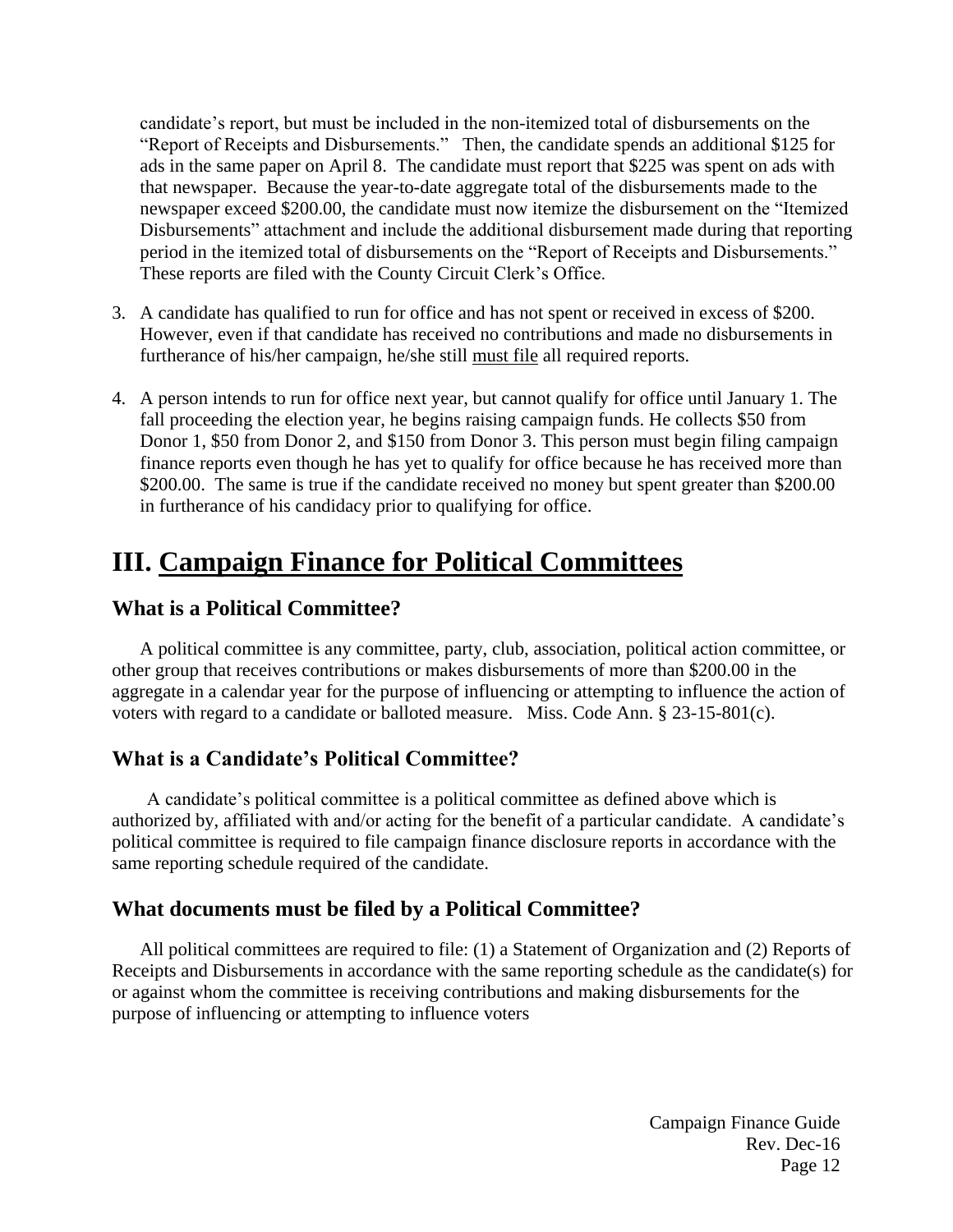candidate's report, but must be included in the non-itemized total of disbursements on the "Report of Receipts and Disbursements." Then, the candidate spends an additional $125 for ads in the same paper on April 8. The candidate must report that $225 was spent on ads with that newspaper. Because the year-to-date aggregate total of the disbursements made to the newspaper exceed $200.00, the candidate must now itemize the disbursement on the "Itemized Disbursements" attachment and include the additional disbursement made during that reporting period in the itemized total of disbursements on the "Report of Receipts and Disbursements." These reports are filed with the County Circuit Clerk's Office.

3. A candidate has qualified to run for office and has not spent or received in excess of $200. However, even if that candidate has received no contributions and made no disbursements in furtherance of his/her campaign, he/she still <u>must file</u> all required reports.

4. A person intends to run for office next year, but cannot qualify for office until January 1. The fall proceeding the election year, he begins raising campaign funds. He collects $50 from Donor 1, $50 from Donor 2, and $150 from Donor 3. This person must begin filing campaign finance reports even though he has yet to qualify for office because he has received more than $200.00. The same is true if the candidate received no money but spent greater than $200.00 in furtherance of his candidacy prior to qualifying for office.

# III. <u>Campaign Finance for Political Committees</u>

## What is a Political Committee?

A political committee is any committee, party, club, association, political action committee, or other group that receives contributions or makes disbursements of more than $200.00 in the aggregate in a calendar year for the purpose of influencing or attempting to influence the action of voters with regard to a candidate or balloted measure. Miss. Code Ann. § 23-15-801(c).

## What is a Candidate's Political Committee?

A candidate's political committee is a political committee as defined above which is authorized by, affiliated with and/or acting for the benefit of a particular candidate. A candidate's political committee is required to file campaign finance disclosure reports in accordance with the same reporting schedule required of the candidate.

## What documents must be filed by a Political Committee?

All political committees are required to file: (1) a Statement of Organization and (2) Reports of Receipts and Disbursements in accordance with the same reporting schedule as the candidate(s) for or against whom the committee is receiving contributions and making disbursements for the purpose of influencing or attempting to influence voters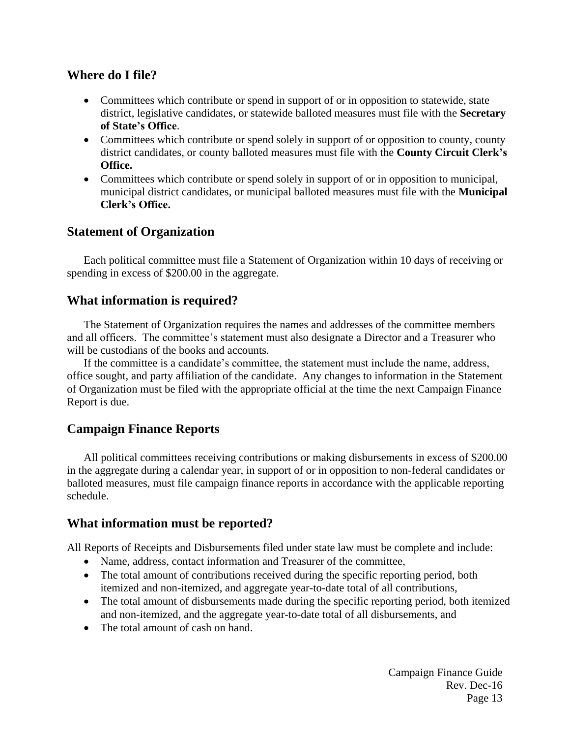## Where do I file?

- Committees which contribute or spend in support of or in opposition to statewide, state district, legislative candidates, or statewide balloted measures must file with the **Secretary of State's Office**.
- Committees which contribute or spend solely in support of or opposition to county, county district candidates, or county balloted measures must file with the **County Circuit Clerk's Office.**
- Committees which contribute or spend solely in support of or in opposition to municipal, municipal district candidates, or municipal balloted measures must file with the **Municipal Clerk's Office.**

## Statement of Organization

Each political committee must file a Statement of Organization within 10 days of receiving or spending in excess of $200.00 in the aggregate.

## What information is required?

The Statement of Organization requires the names and addresses of the committee members and all officers. The committee's statement must also designate a Director and a Treasurer who will be custodians of the books and accounts.

If the committee is a candidate's committee, the statement must include the name, address, office sought, and party affiliation of the candidate. Any changes to information in the Statement of Organization must be filed with the appropriate official at the time the next Campaign Finance Report is due.

## Campaign Finance Reports

All political committees receiving contributions or making disbursements in excess of $200.00 in the aggregate during a calendar year, in support of or in opposition to non-federal candidates or balloted measures, must file campaign finance reports in accordance with the applicable reporting schedule.

## What information must be reported?

All Reports of Receipts and Disbursements filed under state law must be complete and include:

- Name, address, contact information and Treasurer of the committee,
- The total amount of contributions received during the specific reporting period, both itemized and non-itemized, and aggregate year-to-date total of all contributions,
- The total amount of disbursements made during the specific reporting period, both itemized and non-itemized, and the aggregate year-to-date total of all disbursements, and
- The total amount of cash on hand.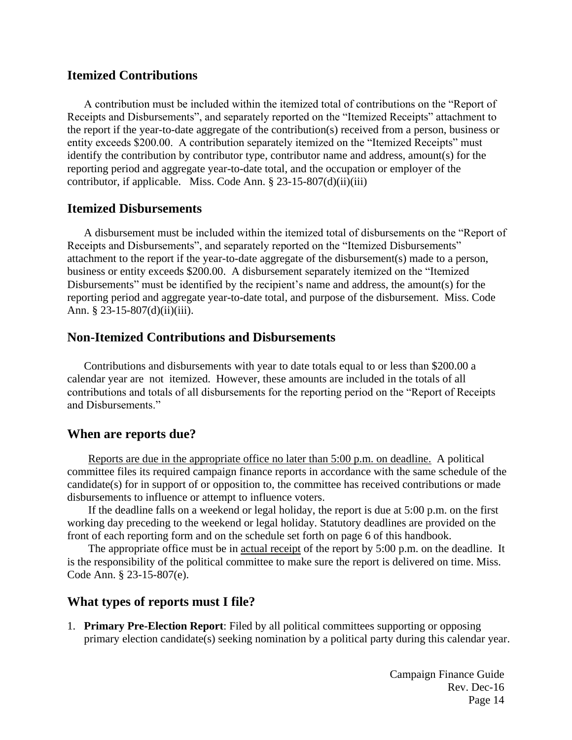## Itemized Contributions

A contribution must be included within the itemized total of contributions on the "Report of Receipts and Disbursements", and separately reported on the "Itemized Receipts" attachment to the report if the year-to-date aggregate of the contribution(s) received from a person, business or entity exceeds $200.00. A contribution separately itemized on the "Itemized Receipts" must identify the contribution by contributor type, contributor name and address, amount(s) for the reporting period and aggregate year-to-date total, and the occupation or employer of the contributor, if applicable. Miss. Code Ann. § 23-15-807(d)(ii)(iii)

## Itemized Disbursements

A disbursement must be included within the itemized total of disbursements on the "Report of Receipts and Disbursements", and separately reported on the "Itemized Disbursements" attachment to the report if the year-to-date aggregate of the disbursement(s) made to a person, business or entity exceeds $200.00. A disbursement separately itemized on the "Itemized Disbursements" must be identified by the recipient's name and address, the amount(s) for the reporting period and aggregate year-to-date total, and purpose of the disbursement. Miss. Code Ann. § 23-15-807(d)(ii)(iii).

## Non-Itemized Contributions and Disbursements

Contributions and disbursements with year to date totals equal to or less than $200.00 a calendar year are not itemized. However, these amounts are included in the totals of all contributions and totals of all disbursements for the reporting period on the "Report of Receipts and Disbursements."

## When are reports due?

Reports are due in the appropriate office no later than 5:00 p.m. on deadline. A political committee files its required campaign finance reports in accordance with the same schedule of the candidate(s) for in support of or opposition to, the committee has received contributions or made disbursements to influence or attempt to influence voters.

If the deadline falls on a weekend or legal holiday, the report is due at 5:00 p.m. on the first working day preceding to the weekend or legal holiday. Statutory deadlines are provided on the front of each reporting form and on the schedule set forth on page 6 of this handbook.

The appropriate office must be in actual receipt of the report by 5:00 p.m. on the deadline. It is the responsibility of the political committee to make sure the report is delivered on time. Miss. Code Ann. § 23-15-807(e).

## What types of reports must I file?

1. **Primary Pre-Election Report**: Filed by all political committees supporting or opposing primary election candidate(s) seeking nomination by a political party during this calendar year.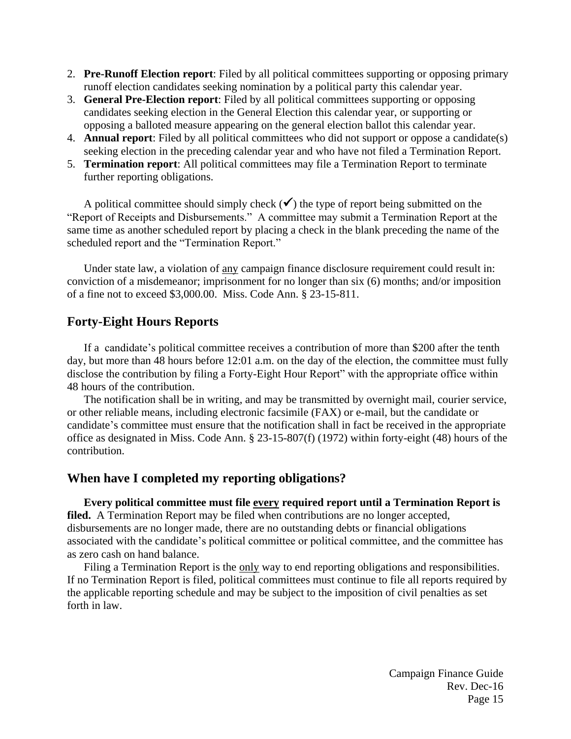2. **Pre-Runoff Election report**: Filed by all political committees supporting or opposing primary runoff election candidates seeking nomination by a political party this calendar year.
3. **General Pre-Election report**: Filed by all political committees supporting or opposing candidates seeking election in the General Election this calendar year, or supporting or opposing a balloted measure appearing on the general election ballot this calendar year.
4. **Annual report**: Filed by all political committees who did not support or oppose a candidate(s) seeking election in the preceding calendar year and who have not filed a Termination Report.
5. **Termination report**: All political committees may file a Termination Report to terminate further reporting obligations.

A political committee should simply check (✓) the type of report being submitted on the "Report of Receipts and Disbursements." A committee may submit a Termination Report at the same time as another scheduled report by placing a check in the blank preceding the name of the scheduled report and the "Termination Report."

Under state law, a violation of <u>any</u> campaign finance disclosure requirement could result in: conviction of a misdemeanor; imprisonment for no longer than six (6) months; and/or imposition of a fine not to exceed $3,000.00. Miss. Code Ann. § 23-15-811.

## Forty-Eight Hours Reports

If a candidate's political committee receives a contribution of more than $200 after the tenth day, but more than 48 hours before 12:01 a.m. on the day of the election, the committee must fully disclose the contribution by filing a Forty-Eight Hour Report" with the appropriate office within 48 hours of the contribution.

The notification shall be in writing, and may be transmitted by overnight mail, courier service, or other reliable means, including electronic facsimile (FAX) or e-mail, but the candidate or candidate's committee must ensure that the notification shall in fact be received in the appropriate office as designated in Miss. Code Ann. § 23-15-807(f) (1972) within forty-eight (48) hours of the contribution.

## When have I completed my reporting obligations?

**Every political committee must file <u>every</u> required report until a Termination Report is filed.** A Termination Report may be filed when contributions are no longer accepted, disbursements are no longer made, there are no outstanding debts or financial obligations associated with the candidate's political committee or political committee, and the committee has as zero cash on hand balance.

Filing a Termination Report is the <u>only</u> way to end reporting obligations and responsibilities. If no Termination Report is filed, political committees must continue to file all reports required by the applicable reporting schedule and may be subject to the imposition of civil penalties as set forth in law.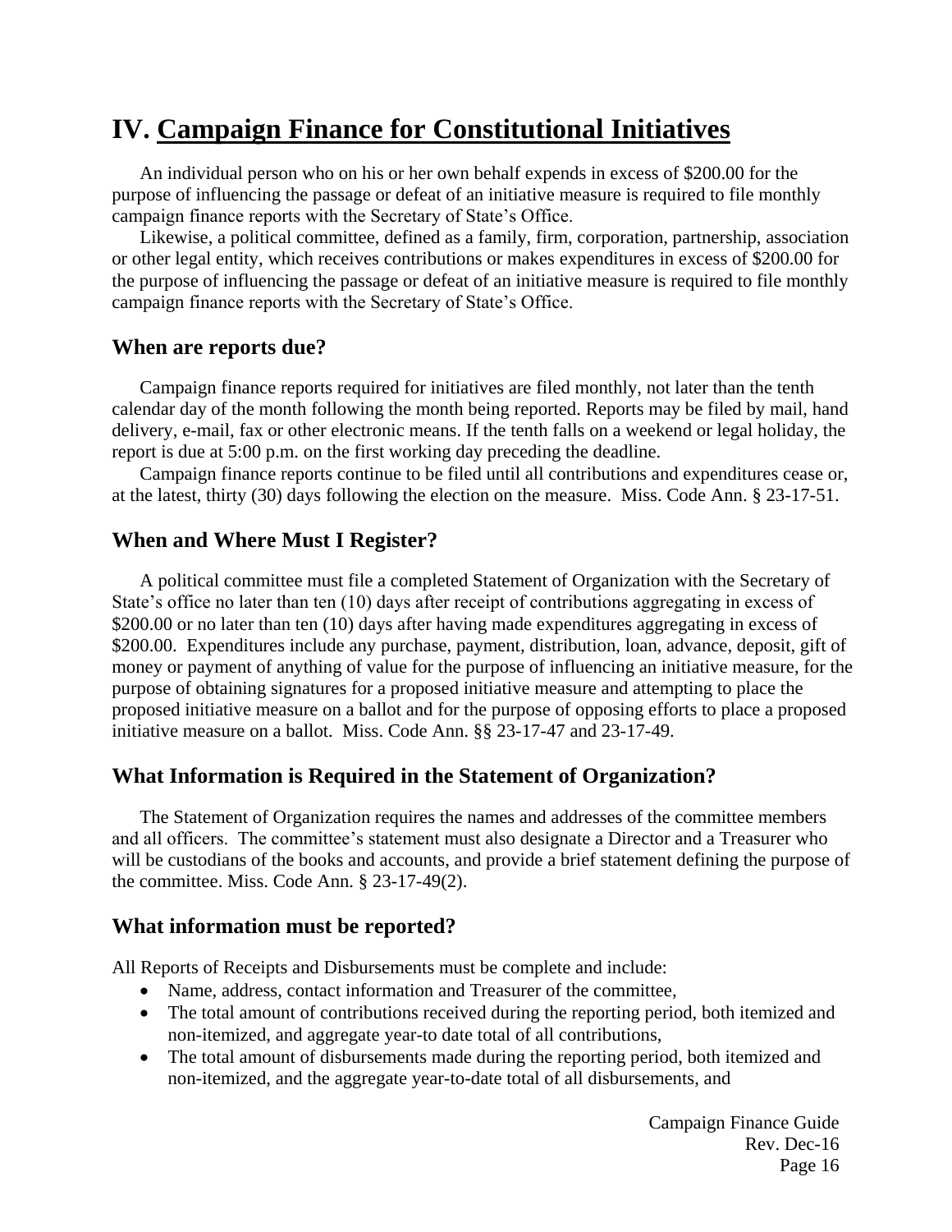# IV. Campaign Finance for Constitutional Initiatives

An individual person who on his or her own behalf expends in excess of $200.00 for the purpose of influencing the passage or defeat of an initiative measure is required to file monthly campaign finance reports with the Secretary of State's Office.

Likewise, a political committee, defined as a family, firm, corporation, partnership, association or other legal entity, which receives contributions or makes expenditures in excess of $200.00 for the purpose of influencing the passage or defeat of an initiative measure is required to file monthly campaign finance reports with the Secretary of State's Office.

## When are reports due?

Campaign finance reports required for initiatives are filed monthly, not later than the tenth calendar day of the month following the month being reported. Reports may be filed by mail, hand delivery, e-mail, fax or other electronic means. If the tenth falls on a weekend or legal holiday, the report is due at 5:00 p.m. on the first working day preceding the deadline.

Campaign finance reports continue to be filed until all contributions and expenditures cease or, at the latest, thirty (30) days following the election on the measure. Miss. Code Ann. § 23-17-51.

## When and Where Must I Register?

A political committee must file a completed Statement of Organization with the Secretary of State's office no later than ten (10) days after receipt of contributions aggregating in excess of $200.00 or no later than ten (10) days after having made expenditures aggregating in excess of $200.00. Expenditures include any purchase, payment, distribution, loan, advance, deposit, gift of money or payment of anything of value for the purpose of influencing an initiative measure, for the purpose of obtaining signatures for a proposed initiative measure and attempting to place the proposed initiative measure on a ballot and for the purpose of opposing efforts to place a proposed initiative measure on a ballot. Miss. Code Ann. §§ 23-17-47 and 23-17-49.

## What Information is Required in the Statement of Organization?

The Statement of Organization requires the names and addresses of the committee members and all officers. The committee's statement must also designate a Director and a Treasurer who will be custodians of the books and accounts, and provide a brief statement defining the purpose of the committee. Miss. Code Ann. § 23-17-49(2).

## What information must be reported?

All Reports of Receipts and Disbursements must be complete and include:

- Name, address, contact information and Treasurer of the committee,
- The total amount of contributions received during the reporting period, both itemized and non-itemized, and aggregate year-to date total of all contributions,
- The total amount of disbursements made during the reporting period, both itemized and non-itemized, and the aggregate year-to-date total of all disbursements, and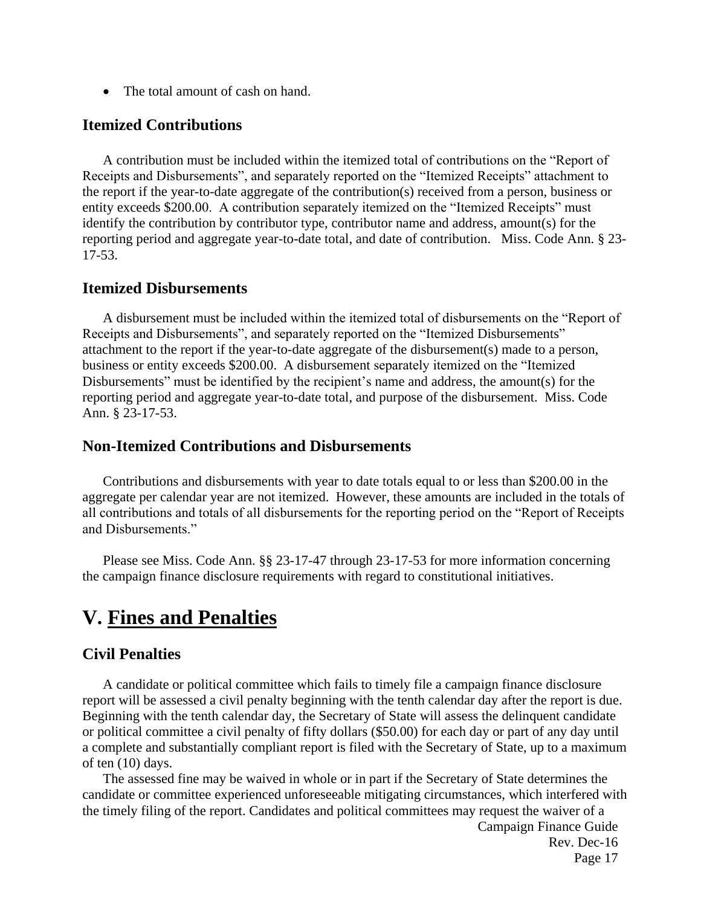- The total amount of cash on hand.

### Itemized Contributions

A contribution must be included within the itemized total of contributions on the "Report of Receipts and Disbursements", and separately reported on the "Itemized Receipts" attachment to the report if the year-to-date aggregate of the contribution(s) received from a person, business or entity exceeds $200.00. A contribution separately itemized on the "Itemized Receipts" must identify the contribution by contributor type, contributor name and address, amount(s) for the reporting period and aggregate year-to-date total, and date of contribution. Miss. Code Ann. § 23-17-53.

### Itemized Disbursements

A disbursement must be included within the itemized total of disbursements on the "Report of Receipts and Disbursements", and separately reported on the "Itemized Disbursements" attachment to the report if the year-to-date aggregate of the disbursement(s) made to a person, business or entity exceeds $200.00. A disbursement separately itemized on the "Itemized Disbursements" must be identified by the recipient's name and address, the amount(s) for the reporting period and aggregate year-to-date total, and purpose of the disbursement. Miss. Code Ann. § 23-17-53.

### Non-Itemized Contributions and Disbursements

Contributions and disbursements with year to date totals equal to or less than $200.00 in the aggregate per calendar year are not itemized. However, these amounts are included in the totals of all contributions and totals of all disbursements for the reporting period on the "Report of Receipts and Disbursements."

Please see Miss. Code Ann. §§ 23-17-47 through 23-17-53 for more information concerning the campaign finance disclosure requirements with regard to constitutional initiatives.

## V. Fines and Penalties

### Civil Penalties

A candidate or political committee which fails to timely file a campaign finance disclosure report will be assessed a civil penalty beginning with the tenth calendar day after the report is due. Beginning with the tenth calendar day, the Secretary of State will assess the delinquent candidate or political committee a civil penalty of fifty dollars ($50.00) for each day or part of any day until a complete and substantially compliant report is filed with the Secretary of State, up to a maximum of ten (10) days.

The assessed fine may be waived in whole or in part if the Secretary of State determines the candidate or committee experienced unforeseeable mitigating circumstances, which interfered with the timely filing of the report. Candidates and political committees may request the waiver of a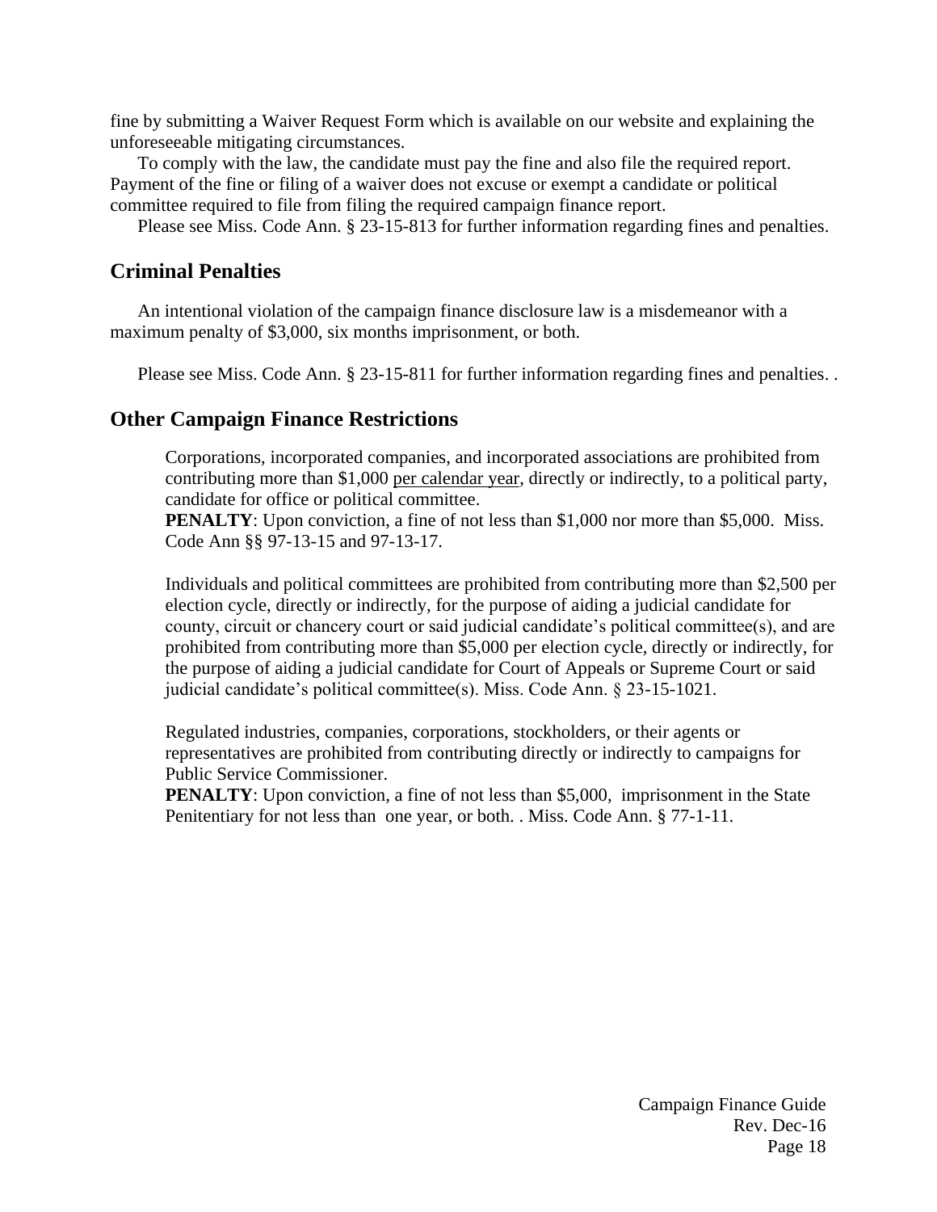fine by submitting a Waiver Request Form which is available on our website and explaining the unforeseeable mitigating circumstances.

To comply with the law, the candidate must pay the fine and also file the required report. Payment of the fine or filing of a waiver does not excuse or exempt a candidate or political committee required to file from filing the required campaign finance report.

Please see Miss. Code Ann. § 23-15-813 for further information regarding fines and penalties.

## Criminal Penalties

An intentional violation of the campaign finance disclosure law is a misdemeanor with a maximum penalty of $3,000, six months imprisonment, or both.

Please see Miss. Code Ann. § 23-15-811 for further information regarding fines and penalties. .

## Other Campaign Finance Restrictions

Corporations, incorporated companies, and incorporated associations are prohibited from contributing more than $1,000 per calendar year, directly or indirectly, to a political party, candidate for office or political committee.
**PENALTY**: Upon conviction, a fine of not less than $1,000 nor more than $5,000. Miss. Code Ann §§ 97-13-15 and 97-13-17.

Individuals and political committees are prohibited from contributing more than $2,500 per election cycle, directly or indirectly, for the purpose of aiding a judicial candidate for county, circuit or chancery court or said judicial candidate's political committee(s), and are prohibited from contributing more than $5,000 per election cycle, directly or indirectly, for the purpose of aiding a judicial candidate for Court of Appeals or Supreme Court or said judicial candidate's political committee(s). Miss. Code Ann. § 23-15-1021.

Regulated industries, companies, corporations, stockholders, or their agents or representatives are prohibited from contributing directly or indirectly to campaigns for Public Service Commissioner.
**PENALTY**: Upon conviction, a fine of not less than $5,000, imprisonment in the State Penitentiary for not less than one year, or both. . Miss. Code Ann. § 77-1-11.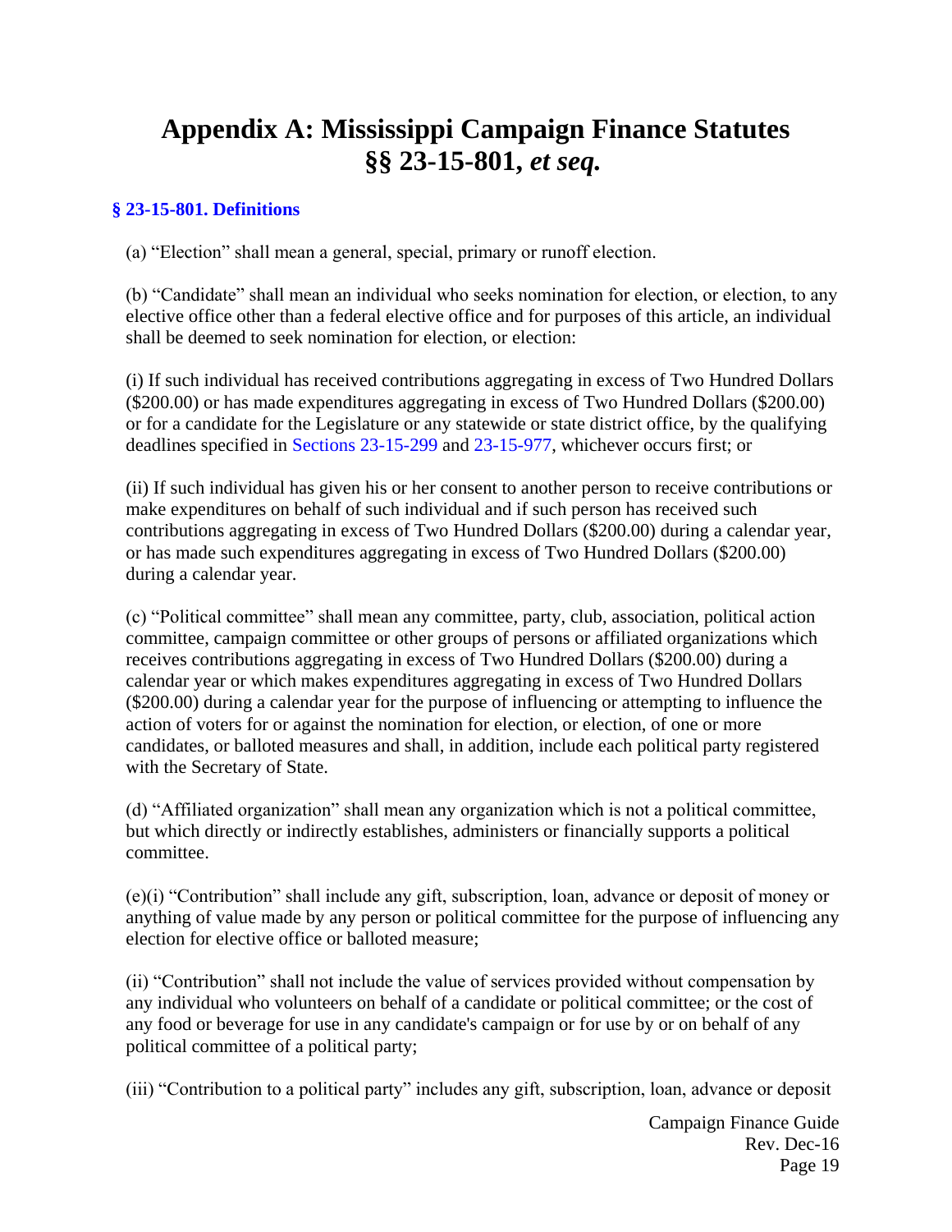# Appendix A: Mississippi Campaign Finance Statutes §§ 23-15-801, *et seq.*

### § 23-15-801. Definitions

(a) "Election" shall mean a general, special, primary or runoff election.

(b) "Candidate" shall mean an individual who seeks nomination for election, or election, to any elective office other than a federal elective office and for purposes of this article, an individual shall be deemed to seek nomination for election, or election:

(i) If such individual has received contributions aggregating in excess of Two Hundred Dollars ($200.00) or has made expenditures aggregating in excess of Two Hundred Dollars ($200.00) or for a candidate for the Legislature or any statewide or state district office, by the qualifying deadlines specified in Sections 23-15-299 and 23-15-977, whichever occurs first; or

(ii) If such individual has given his or her consent to another person to receive contributions or make expenditures on behalf of such individual and if such person has received such contributions aggregating in excess of Two Hundred Dollars ($200.00) during a calendar year, or has made such expenditures aggregating in excess of Two Hundred Dollars ($200.00) during a calendar year.

(c) "Political committee" shall mean any committee, party, club, association, political action committee, campaign committee or other groups of persons or affiliated organizations which receives contributions aggregating in excess of Two Hundred Dollars ($200.00) during a calendar year or which makes expenditures aggregating in excess of Two Hundred Dollars ($200.00) during a calendar year for the purpose of influencing or attempting to influence the action of voters for or against the nomination for election, or election, of one or more candidates, or balloted measures and shall, in addition, include each political party registered with the Secretary of State.

(d) "Affiliated organization" shall mean any organization which is not a political committee, but which directly or indirectly establishes, administers or financially supports a political committee.

(e)(i) "Contribution" shall include any gift, subscription, loan, advance or deposit of money or anything of value made by any person or political committee for the purpose of influencing any election for elective office or balloted measure;

(ii) "Contribution" shall not include the value of services provided without compensation by any individual who volunteers on behalf of a candidate or political committee; or the cost of any food or beverage for use in any candidate's campaign or for use by or on behalf of any political committee of a political party;

(iii) "Contribution to a political party" includes any gift, subscription, loan, advance or deposit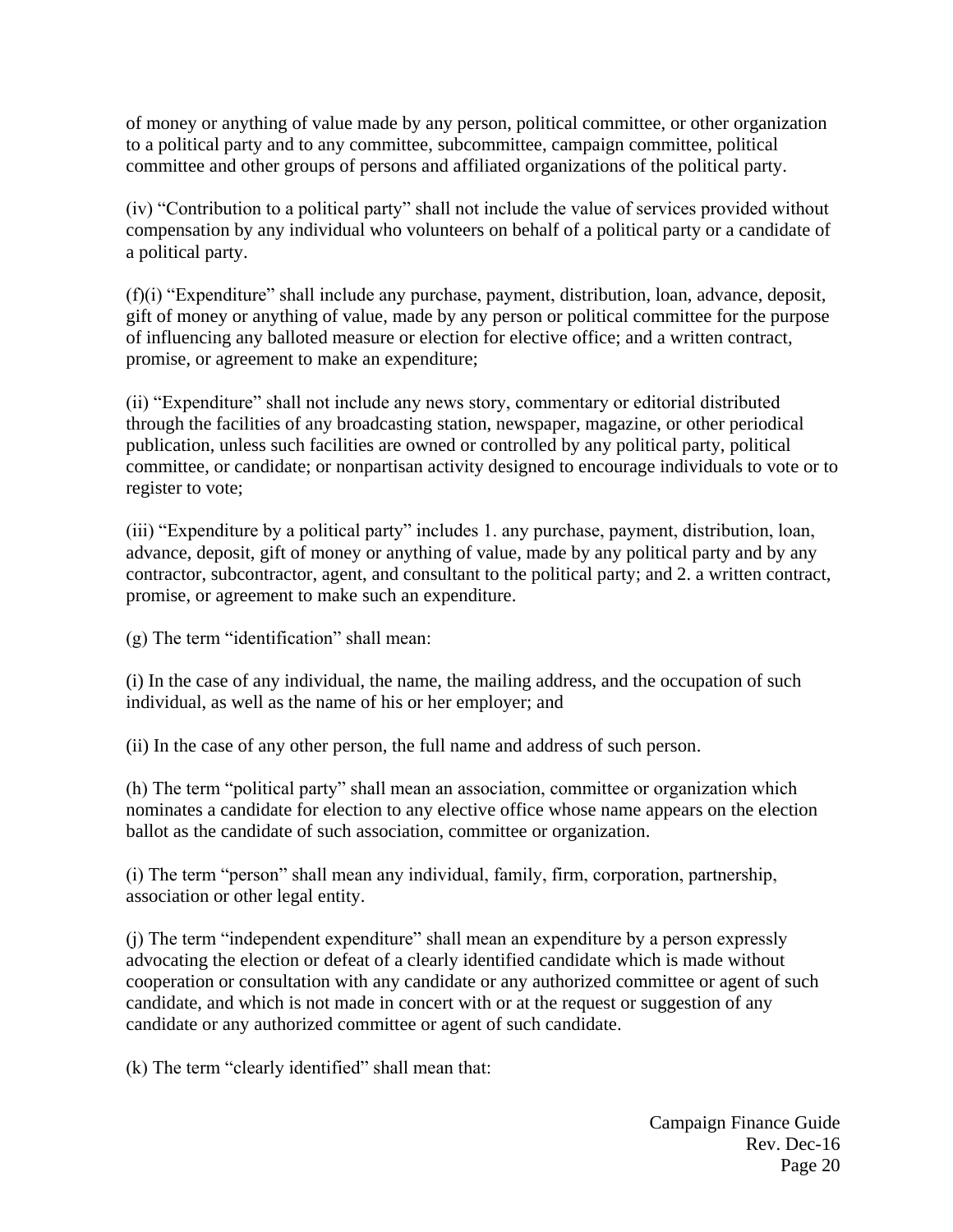of money or anything of value made by any person, political committee, or other organization to a political party and to any committee, subcommittee, campaign committee, political committee and other groups of persons and affiliated organizations of the political party.

(iv) "Contribution to a political party" shall not include the value of services provided without compensation by any individual who volunteers on behalf of a political party or a candidate of a political party.

(f)(i) "Expenditure" shall include any purchase, payment, distribution, loan, advance, deposit, gift of money or anything of value, made by any person or political committee for the purpose of influencing any balloted measure or election for elective office; and a written contract, promise, or agreement to make an expenditure;

(ii) "Expenditure" shall not include any news story, commentary or editorial distributed through the facilities of any broadcasting station, newspaper, magazine, or other periodical publication, unless such facilities are owned or controlled by any political party, political committee, or candidate; or nonpartisan activity designed to encourage individuals to vote or to register to vote;

(iii) "Expenditure by a political party" includes 1. any purchase, payment, distribution, loan, advance, deposit, gift of money or anything of value, made by any political party and by any contractor, subcontractor, agent, and consultant to the political party; and 2. a written contract, promise, or agreement to make such an expenditure.

(g) The term "identification" shall mean:

(i) In the case of any individual, the name, the mailing address, and the occupation of such individual, as well as the name of his or her employer; and

(ii) In the case of any other person, the full name and address of such person.

(h) The term "political party" shall mean an association, committee or organization which nominates a candidate for election to any elective office whose name appears on the election ballot as the candidate of such association, committee or organization.

(i) The term "person" shall mean any individual, family, firm, corporation, partnership, association or other legal entity.

(j) The term "independent expenditure" shall mean an expenditure by a person expressly advocating the election or defeat of a clearly identified candidate which is made without cooperation or consultation with any candidate or any authorized committee or agent of such candidate, and which is not made in concert with or at the request or suggestion of any candidate or any authorized committee or agent of such candidate.

(k) The term "clearly identified" shall mean that: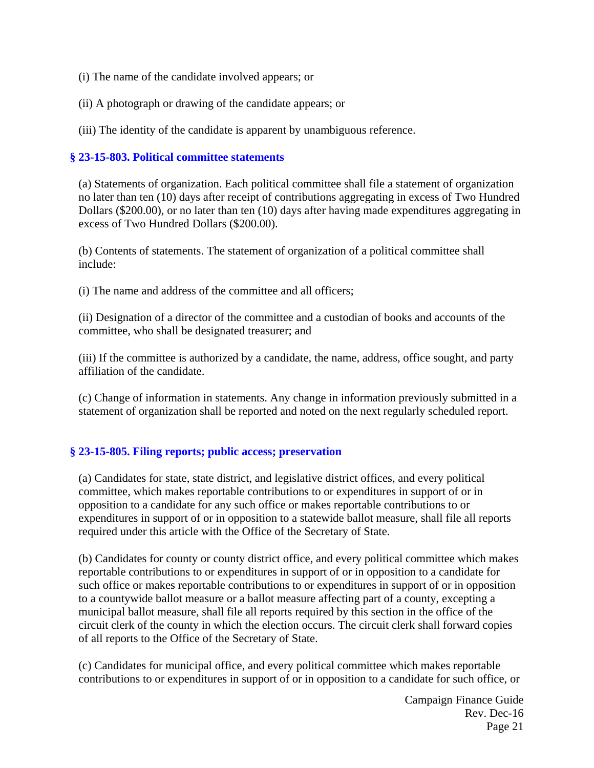(i) The name of the candidate involved appears; or

(ii) A photograph or drawing of the candidate appears; or

(iii) The identity of the candidate is apparent by unambiguous reference.

### § 23-15-803. Political committee statements

(a) Statements of organization. Each political committee shall file a statement of organization no later than ten (10) days after receipt of contributions aggregating in excess of Two Hundred Dollars ($200.00), or no later than ten (10) days after having made expenditures aggregating in excess of Two Hundred Dollars ($200.00).

(b) Contents of statements. The statement of organization of a political committee shall include:

(i) The name and address of the committee and all officers;

(ii) Designation of a director of the committee and a custodian of books and accounts of the committee, who shall be designated treasurer; and

(iii) If the committee is authorized by a candidate, the name, address, office sought, and party affiliation of the candidate.

(c) Change of information in statements. Any change in information previously submitted in a statement of organization shall be reported and noted on the next regularly scheduled report.

### § 23-15-805. Filing reports; public access; preservation

(a) Candidates for state, state district, and legislative district offices, and every political committee, which makes reportable contributions to or expenditures in support of or in opposition to a candidate for any such office or makes reportable contributions to or expenditures in support of or in opposition to a statewide ballot measure, shall file all reports required under this article with the Office of the Secretary of State.

(b) Candidates for county or county district office, and every political committee which makes reportable contributions to or expenditures in support of or in opposition to a candidate for such office or makes reportable contributions to or expenditures in support of or in opposition to a countywide ballot measure or a ballot measure affecting part of a county, excepting a municipal ballot measure, shall file all reports required by this section in the office of the circuit clerk of the county in which the election occurs. The circuit clerk shall forward copies of all reports to the Office of the Secretary of State.

(c) Candidates for municipal office, and every political committee which makes reportable contributions to or expenditures in support of or in opposition to a candidate for such office, or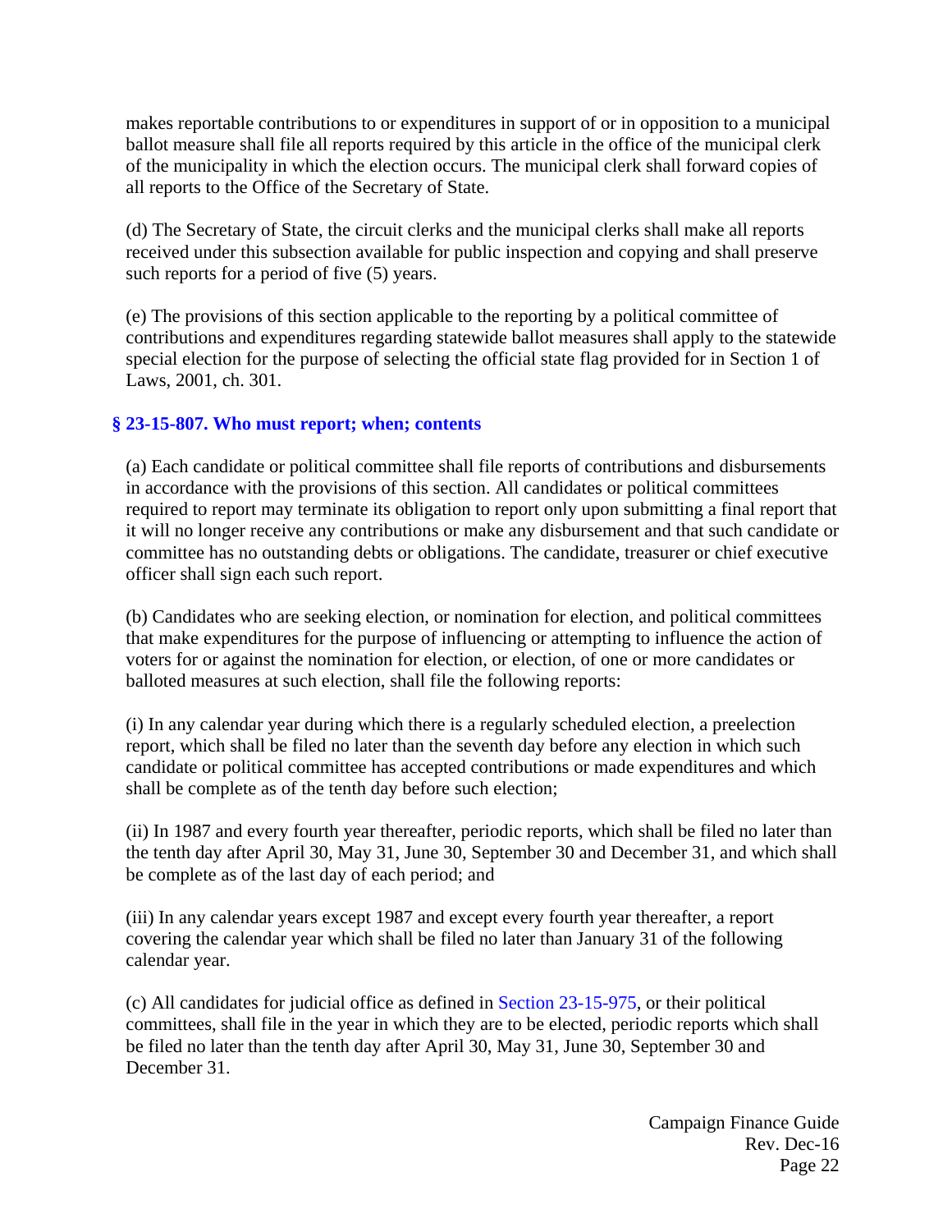makes reportable contributions to or expenditures in support of or in opposition to a municipal ballot measure shall file all reports required by this article in the office of the municipal clerk of the municipality in which the election occurs. The municipal clerk shall forward copies of all reports to the Office of the Secretary of State.

(d) The Secretary of State, the circuit clerks and the municipal clerks shall make all reports received under this subsection available for public inspection and copying and shall preserve such reports for a period of five (5) years.

(e) The provisions of this section applicable to the reporting by a political committee of contributions and expenditures regarding statewide ballot measures shall apply to the statewide special election for the purpose of selecting the official state flag provided for in Section 1 of Laws, 2001, ch. 301.

### § 23-15-807. Who must report; when; contents

(a) Each candidate or political committee shall file reports of contributions and disbursements in accordance with the provisions of this section. All candidates or political committees required to report may terminate its obligation to report only upon submitting a final report that it will no longer receive any contributions or make any disbursement and that such candidate or committee has no outstanding debts or obligations. The candidate, treasurer or chief executive officer shall sign each such report.

(b) Candidates who are seeking election, or nomination for election, and political committees that make expenditures for the purpose of influencing or attempting to influence the action of voters for or against the nomination for election, or election, of one or more candidates or balloted measures at such election, shall file the following reports:

(i) In any calendar year during which there is a regularly scheduled election, a preelection report, which shall be filed no later than the seventh day before any election in which such candidate or political committee has accepted contributions or made expenditures and which shall be complete as of the tenth day before such election;

(ii) In 1987 and every fourth year thereafter, periodic reports, which shall be filed no later than the tenth day after April 30, May 31, June 30, September 30 and December 31, and which shall be complete as of the last day of each period; and

(iii) In any calendar years except 1987 and except every fourth year thereafter, a report covering the calendar year which shall be filed no later than January 31 of the following calendar year.

(c) All candidates for judicial office as defined in Section 23-15-975, or their political committees, shall file in the year in which they are to be elected, periodic reports which shall be filed no later than the tenth day after April 30, May 31, June 30, September 30 and December 31.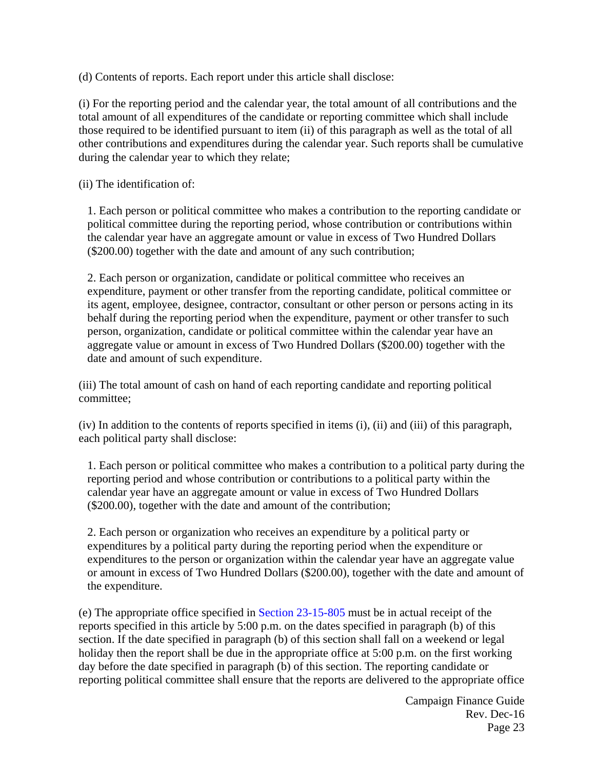(d) Contents of reports. Each report under this article shall disclose:

(i) For the reporting period and the calendar year, the total amount of all contributions and the total amount of all expenditures of the candidate or reporting committee which shall include those required to be identified pursuant to item (ii) of this paragraph as well as the total of all other contributions and expenditures during the calendar year. Such reports shall be cumulative during the calendar year to which they relate;

(ii) The identification of:

1. Each person or political committee who makes a contribution to the reporting candidate or political committee during the reporting period, whose contribution or contributions within the calendar year have an aggregate amount or value in excess of Two Hundred Dollars ($200.00) together with the date and amount of any such contribution;

2. Each person or organization, candidate or political committee who receives an expenditure, payment or other transfer from the reporting candidate, political committee or its agent, employee, designee, contractor, consultant or other person or persons acting in its behalf during the reporting period when the expenditure, payment or other transfer to such person, organization, candidate or political committee within the calendar year have an aggregate value or amount in excess of Two Hundred Dollars ($200.00) together with the date and amount of such expenditure.

(iii) The total amount of cash on hand of each reporting candidate and reporting political committee;

(iv) In addition to the contents of reports specified in items (i), (ii) and (iii) of this paragraph, each political party shall disclose:

1. Each person or political committee who makes a contribution to a political party during the reporting period and whose contribution or contributions to a political party within the calendar year have an aggregate amount or value in excess of Two Hundred Dollars ($200.00), together with the date and amount of the contribution;

2. Each person or organization who receives an expenditure by a political party or expenditures by a political party during the reporting period when the expenditure or expenditures to the person or organization within the calendar year have an aggregate value or amount in excess of Two Hundred Dollars ($200.00), together with the date and amount of the expenditure.

(e) The appropriate office specified in Section 23-15-805 must be in actual receipt of the reports specified in this article by 5:00 p.m. on the dates specified in paragraph (b) of this section. If the date specified in paragraph (b) of this section shall fall on a weekend or legal holiday then the report shall be due in the appropriate office at 5:00 p.m. on the first working day before the date specified in paragraph (b) of this section. The reporting candidate or reporting political committee shall ensure that the reports are delivered to the appropriate office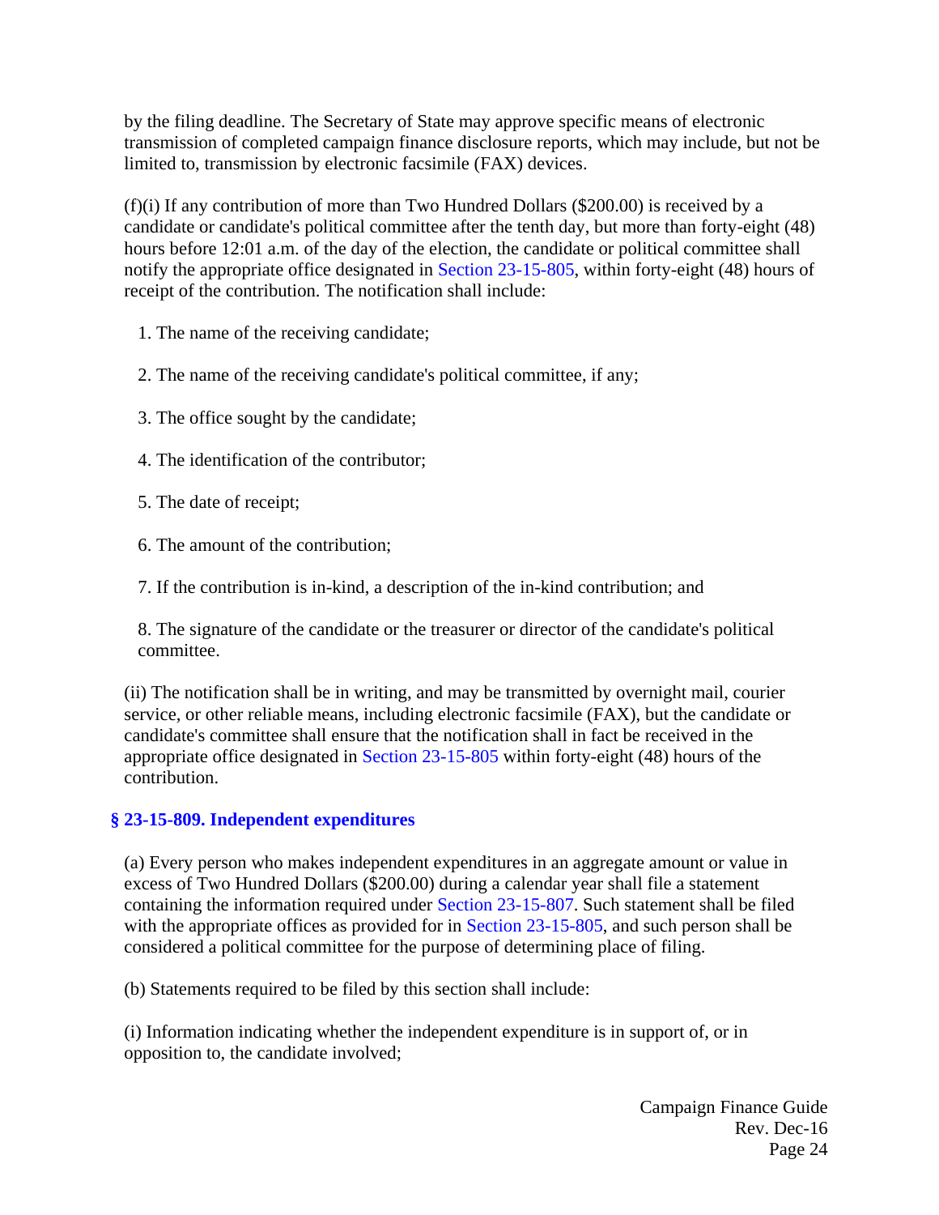by the filing deadline. The Secretary of State may approve specific means of electronic transmission of completed campaign finance disclosure reports, which may include, but not be limited to, transmission by electronic facsimile (FAX) devices.

(f)(i) If any contribution of more than Two Hundred Dollars ($200.00) is received by a candidate or candidate's political committee after the tenth day, but more than forty-eight (48) hours before 12:01 a.m. of the day of the election, the candidate or political committee shall notify the appropriate office designated in Section 23-15-805, within forty-eight (48) hours of receipt of the contribution. The notification shall include:

1. The name of the receiving candidate;
2. The name of the receiving candidate's political committee, if any;
3. The office sought by the candidate;
4. The identification of the contributor;
5. The date of receipt;
6. The amount of the contribution;
7. If the contribution is in-kind, a description of the in-kind contribution; and
8. The signature of the candidate or the treasurer or director of the candidate's political committee.

(ii) The notification shall be in writing, and may be transmitted by overnight mail, courier service, or other reliable means, including electronic facsimile (FAX), but the candidate or candidate's committee shall ensure that the notification shall in fact be received in the appropriate office designated in Section 23-15-805 within forty-eight (48) hours of the contribution.

### § 23-15-809. Independent expenditures

(a) Every person who makes independent expenditures in an aggregate amount or value in excess of Two Hundred Dollars ($200.00) during a calendar year shall file a statement containing the information required under Section 23-15-807. Such statement shall be filed with the appropriate offices as provided for in Section 23-15-805, and such person shall be considered a political committee for the purpose of determining place of filing.

(b) Statements required to be filed by this section shall include:

(i) Information indicating whether the independent expenditure is in support of, or in opposition to, the candidate involved;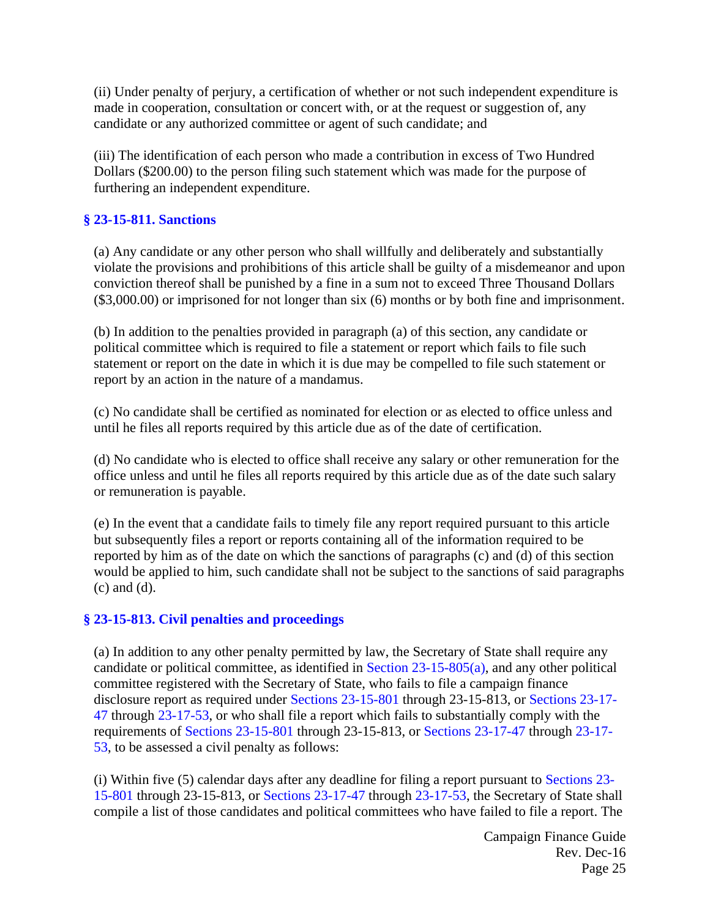(ii) Under penalty of perjury, a certification of whether or not such independent expenditure is made in cooperation, consultation or concert with, or at the request or suggestion of, any candidate or any authorized committee or agent of such candidate; and

(iii) The identification of each person who made a contribution in excess of Two Hundred Dollars ($200.00) to the person filing such statement which was made for the purpose of furthering an independent expenditure.

### § 23-15-811. Sanctions

(a) Any candidate or any other person who shall willfully and deliberately and substantially violate the provisions and prohibitions of this article shall be guilty of a misdemeanor and upon conviction thereof shall be punished by a fine in a sum not to exceed Three Thousand Dollars ($3,000.00) or imprisoned for not longer than six (6) months or by both fine and imprisonment.

(b) In addition to the penalties provided in paragraph (a) of this section, any candidate or political committee which is required to file a statement or report which fails to file such statement or report on the date in which it is due may be compelled to file such statement or report by an action in the nature of a mandamus.

(c) No candidate shall be certified as nominated for election or as elected to office unless and until he files all reports required by this article due as of the date of certification.

(d) No candidate who is elected to office shall receive any salary or other remuneration for the office unless and until he files all reports required by this article due as of the date such salary or remuneration is payable.

(e) In the event that a candidate fails to timely file any report required pursuant to this article but subsequently files a report or reports containing all of the information required to be reported by him as of the date on which the sanctions of paragraphs (c) and (d) of this section would be applied to him, such candidate shall not be subject to the sanctions of said paragraphs (c) and (d).

### § 23-15-813. Civil penalties and proceedings

(a) In addition to any other penalty permitted by law, the Secretary of State shall require any candidate or political committee, as identified in Section 23-15-805(a), and any other political committee registered with the Secretary of State, who fails to file a campaign finance disclosure report as required under Sections 23-15-801 through 23-15-813, or Sections 23-17-47 through 23-17-53, or who shall file a report which fails to substantially comply with the requirements of Sections 23-15-801 through 23-15-813, or Sections 23-17-47 through 23-17-53, to be assessed a civil penalty as follows:

(i) Within five (5) calendar days after any deadline for filing a report pursuant to Sections 23-15-801 through 23-15-813, or Sections 23-17-47 through 23-17-53, the Secretary of State shall compile a list of those candidates and political committees who have failed to file a report. The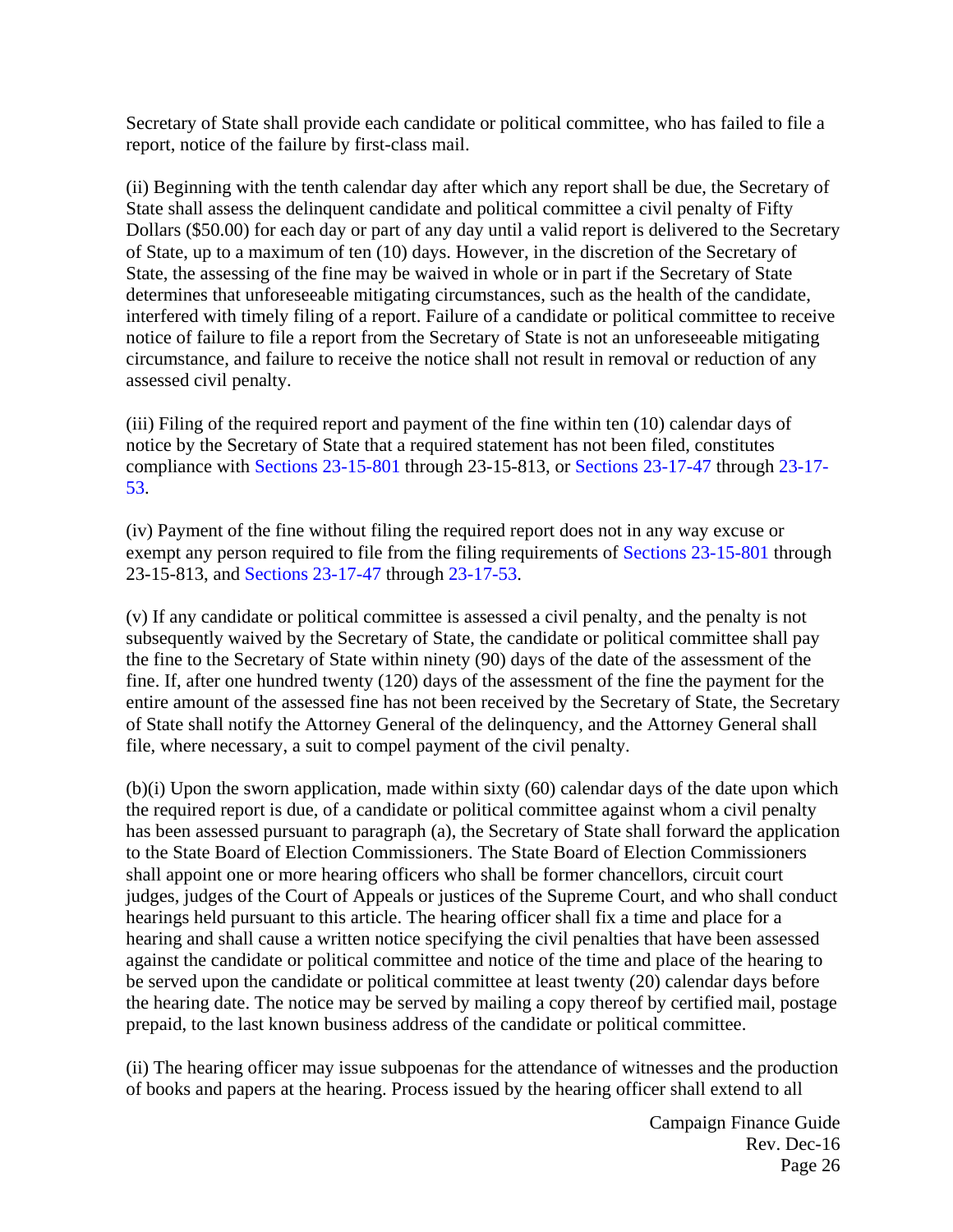Secretary of State shall provide each candidate or political committee, who has failed to file a report, notice of the failure by first-class mail.

(ii) Beginning with the tenth calendar day after which any report shall be due, the Secretary of State shall assess the delinquent candidate and political committee a civil penalty of Fifty Dollars ($50.00) for each day or part of any day until a valid report is delivered to the Secretary of State, up to a maximum of ten (10) days. However, in the discretion of the Secretary of State, the assessing of the fine may be waived in whole or in part if the Secretary of State determines that unforeseeable mitigating circumstances, such as the health of the candidate, interfered with timely filing of a report. Failure of a candidate or political committee to receive notice of failure to file a report from the Secretary of State is not an unforeseeable mitigating circumstance, and failure to receive the notice shall not result in removal or reduction of any assessed civil penalty.

(iii) Filing of the required report and payment of the fine within ten (10) calendar days of notice by the Secretary of State that a required statement has not been filed, constitutes compliance with Sections 23-15-801 through 23-15-813, or Sections 23-17-47 through 23-17-53.

(iv) Payment of the fine without filing the required report does not in any way excuse or exempt any person required to file from the filing requirements of Sections 23-15-801 through 23-15-813, and Sections 23-17-47 through 23-17-53.

(v) If any candidate or political committee is assessed a civil penalty, and the penalty is not subsequently waived by the Secretary of State, the candidate or political committee shall pay the fine to the Secretary of State within ninety (90) days of the date of the assessment of the fine. If, after one hundred twenty (120) days of the assessment of the fine the payment for the entire amount of the assessed fine has not been received by the Secretary of State, the Secretary of State shall notify the Attorney General of the delinquency, and the Attorney General shall file, where necessary, a suit to compel payment of the civil penalty.

(b)(i) Upon the sworn application, made within sixty (60) calendar days of the date upon which the required report is due, of a candidate or political committee against whom a civil penalty has been assessed pursuant to paragraph (a), the Secretary of State shall forward the application to the State Board of Election Commissioners. The State Board of Election Commissioners shall appoint one or more hearing officers who shall be former chancellors, circuit court judges, judges of the Court of Appeals or justices of the Supreme Court, and who shall conduct hearings held pursuant to this article. The hearing officer shall fix a time and place for a hearing and shall cause a written notice specifying the civil penalties that have been assessed against the candidate or political committee and notice of the time and place of the hearing to be served upon the candidate or political committee at least twenty (20) calendar days before the hearing date. The notice may be served by mailing a copy thereof by certified mail, postage prepaid, to the last known business address of the candidate or political committee.

(ii) The hearing officer may issue subpoenas for the attendance of witnesses and the production of books and papers at the hearing. Process issued by the hearing officer shall extend to all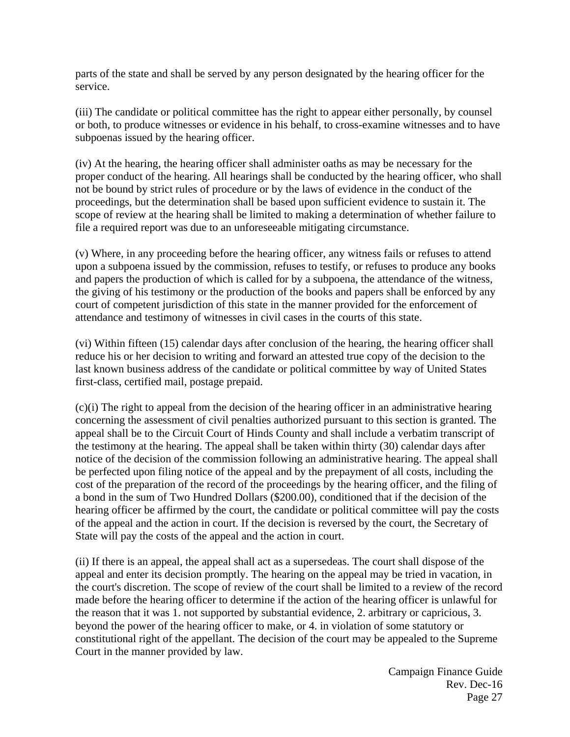parts of the state and shall be served by any person designated by the hearing officer for the service.

(iii) The candidate or political committee has the right to appear either personally, by counsel or both, to produce witnesses or evidence in his behalf, to cross-examine witnesses and to have subpoenas issued by the hearing officer.

(iv) At the hearing, the hearing officer shall administer oaths as may be necessary for the proper conduct of the hearing. All hearings shall be conducted by the hearing officer, who shall not be bound by strict rules of procedure or by the laws of evidence in the conduct of the proceedings, but the determination shall be based upon sufficient evidence to sustain it. The scope of review at the hearing shall be limited to making a determination of whether failure to file a required report was due to an unforeseeable mitigating circumstance.

(v) Where, in any proceeding before the hearing officer, any witness fails or refuses to attend upon a subpoena issued by the commission, refuses to testify, or refuses to produce any books and papers the production of which is called for by a subpoena, the attendance of the witness, the giving of his testimony or the production of the books and papers shall be enforced by any court of competent jurisdiction of this state in the manner provided for the enforcement of attendance and testimony of witnesses in civil cases in the courts of this state.

(vi) Within fifteen (15) calendar days after conclusion of the hearing, the hearing officer shall reduce his or her decision to writing and forward an attested true copy of the decision to the last known business address of the candidate or political committee by way of United States first-class, certified mail, postage prepaid.

(c)(i) The right to appeal from the decision of the hearing officer in an administrative hearing concerning the assessment of civil penalties authorized pursuant to this section is granted. The appeal shall be to the Circuit Court of Hinds County and shall include a verbatim transcript of the testimony at the hearing. The appeal shall be taken within thirty (30) calendar days after notice of the decision of the commission following an administrative hearing. The appeal shall be perfected upon filing notice of the appeal and by the prepayment of all costs, including the cost of the preparation of the record of the proceedings by the hearing officer, and the filing of a bond in the sum of Two Hundred Dollars ($200.00), conditioned that if the decision of the hearing officer be affirmed by the court, the candidate or political committee will pay the costs of the appeal and the action in court. If the decision is reversed by the court, the Secretary of State will pay the costs of the appeal and the action in court.

(ii) If there is an appeal, the appeal shall act as a supersedeas. The court shall dispose of the appeal and enter its decision promptly. The hearing on the appeal may be tried in vacation, in the court's discretion. The scope of review of the court shall be limited to a review of the record made before the hearing officer to determine if the action of the hearing officer is unlawful for the reason that it was 1. not supported by substantial evidence, 2. arbitrary or capricious, 3. beyond the power of the hearing officer to make, or 4. in violation of some statutory or constitutional right of the appellant. The decision of the court may be appealed to the Supreme Court in the manner provided by law.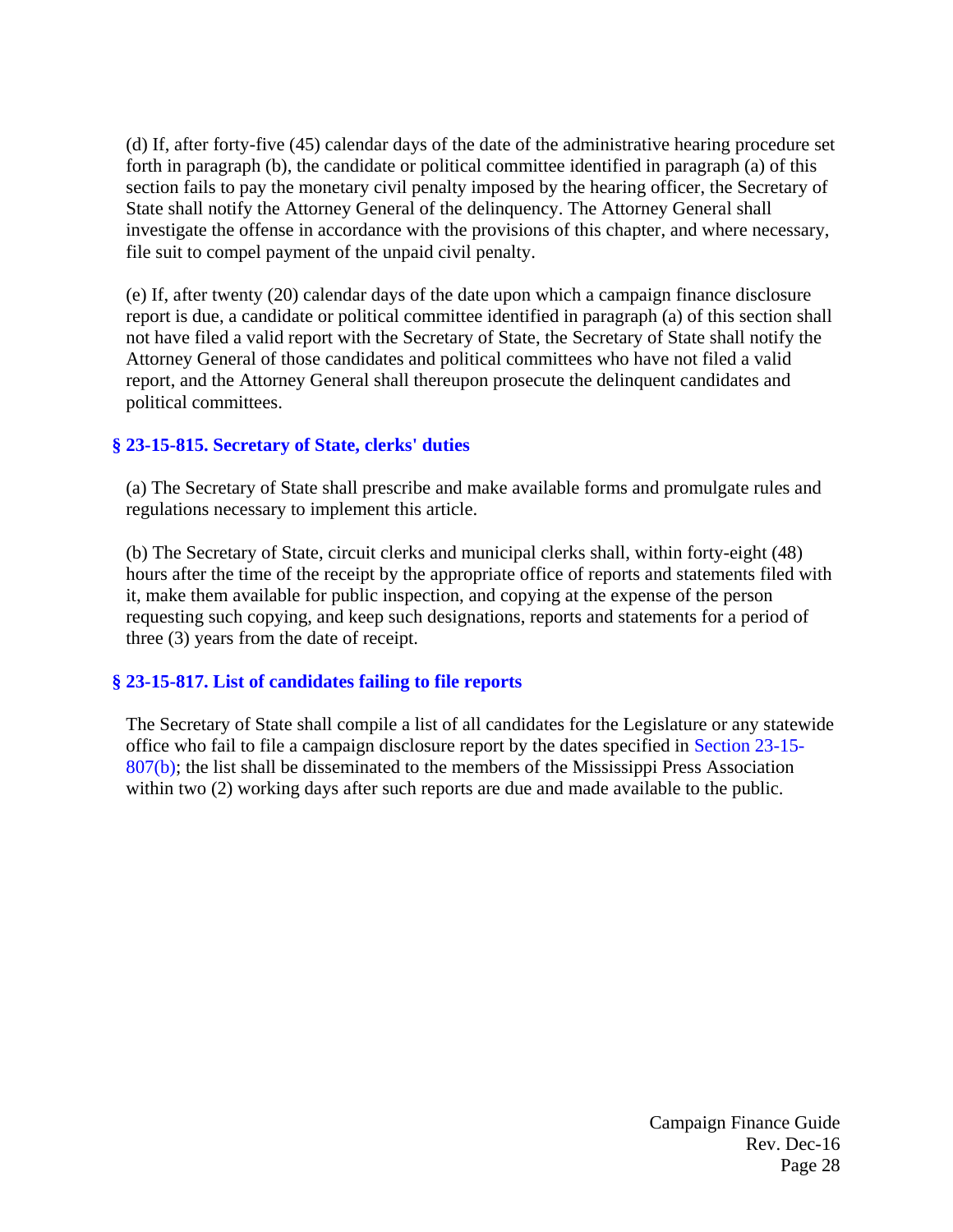(d) If, after forty-five (45) calendar days of the date of the administrative hearing procedure set forth in paragraph (b), the candidate or political committee identified in paragraph (a) of this section fails to pay the monetary civil penalty imposed by the hearing officer, the Secretary of State shall notify the Attorney General of the delinquency. The Attorney General shall investigate the offense in accordance with the provisions of this chapter, and where necessary, file suit to compel payment of the unpaid civil penalty.

(e) If, after twenty (20) calendar days of the date upon which a campaign finance disclosure report is due, a candidate or political committee identified in paragraph (a) of this section shall not have filed a valid report with the Secretary of State, the Secretary of State shall notify the Attorney General of those candidates and political committees who have not filed a valid report, and the Attorney General shall thereupon prosecute the delinquent candidates and political committees.

### § 23-15-815. Secretary of State, clerks' duties

(a) The Secretary of State shall prescribe and make available forms and promulgate rules and regulations necessary to implement this article.

(b) The Secretary of State, circuit clerks and municipal clerks shall, within forty-eight (48) hours after the time of the receipt by the appropriate office of reports and statements filed with it, make them available for public inspection, and copying at the expense of the person requesting such copying, and keep such designations, reports and statements for a period of three (3) years from the date of receipt.

### § 23-15-817. List of candidates failing to file reports

The Secretary of State shall compile a list of all candidates for the Legislature or any statewide office who fail to file a campaign disclosure report by the dates specified in Section 23-15-807(b); the list shall be disseminated to the members of the Mississippi Press Association within two (2) working days after such reports are due and made available to the public.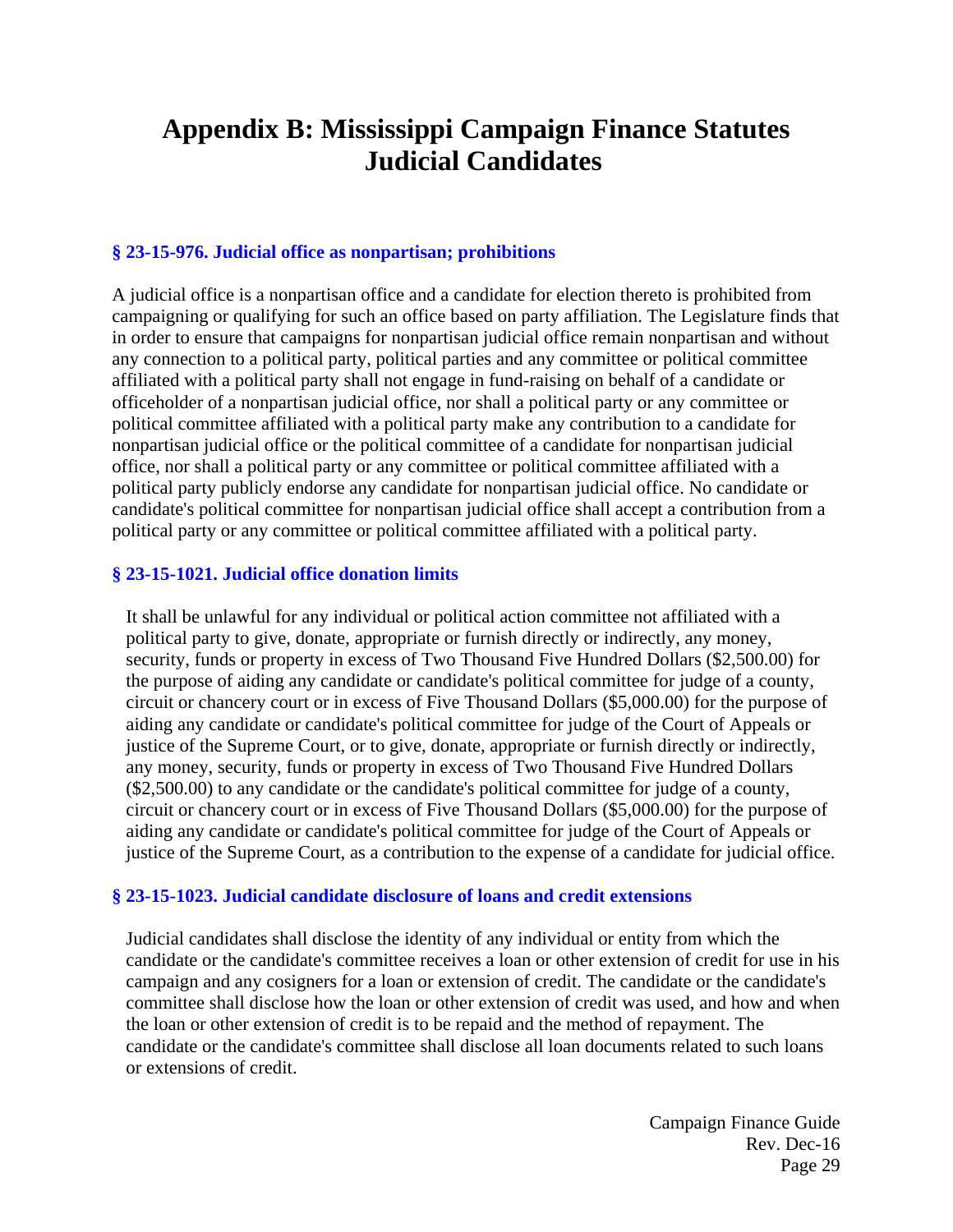# Appendix B: Mississippi Campaign Finance Statutes Judicial Candidates

### § 23-15-976. Judicial office as nonpartisan; prohibitions

A judicial office is a nonpartisan office and a candidate for election thereto is prohibited from campaigning or qualifying for such an office based on party affiliation. The Legislature finds that in order to ensure that campaigns for nonpartisan judicial office remain nonpartisan and without any connection to a political party, political parties and any committee or political committee affiliated with a political party shall not engage in fund-raising on behalf of a candidate or officeholder of a nonpartisan judicial office, nor shall a political party or any committee or political committee affiliated with a political party make any contribution to a candidate for nonpartisan judicial office or the political committee of a candidate for nonpartisan judicial office, nor shall a political party or any committee or political committee affiliated with a political party publicly endorse any candidate for nonpartisan judicial office. No candidate or candidate's political committee for nonpartisan judicial office shall accept a contribution from a political party or any committee or political committee affiliated with a political party.

### § 23-15-1021. Judicial office donation limits

It shall be unlawful for any individual or political action committee not affiliated with a political party to give, donate, appropriate or furnish directly or indirectly, any money, security, funds or property in excess of Two Thousand Five Hundred Dollars ($2,500.00) for the purpose of aiding any candidate or candidate's political committee for judge of a county, circuit or chancery court or in excess of Five Thousand Dollars ($5,000.00) for the purpose of aiding any candidate or candidate's political committee for judge of the Court of Appeals or justice of the Supreme Court, or to give, donate, appropriate or furnish directly or indirectly, any money, security, funds or property in excess of Two Thousand Five Hundred Dollars ($2,500.00) to any candidate or the candidate's political committee for judge of a county, circuit or chancery court or in excess of Five Thousand Dollars ($5,000.00) for the purpose of aiding any candidate or candidate's political committee for judge of the Court of Appeals or justice of the Supreme Court, as a contribution to the expense of a candidate for judicial office.

### § 23-15-1023. Judicial candidate disclosure of loans and credit extensions

Judicial candidates shall disclose the identity of any individual or entity from which the candidate or the candidate's committee receives a loan or other extension of credit for use in his campaign and any cosigners for a loan or extension of credit. The candidate or the candidate's committee shall disclose how the loan or other extension of credit was used, and how and when the loan or other extension of credit is to be repaid and the method of repayment. The candidate or the candidate's committee shall disclose all loan documents related to such loans or extensions of credit.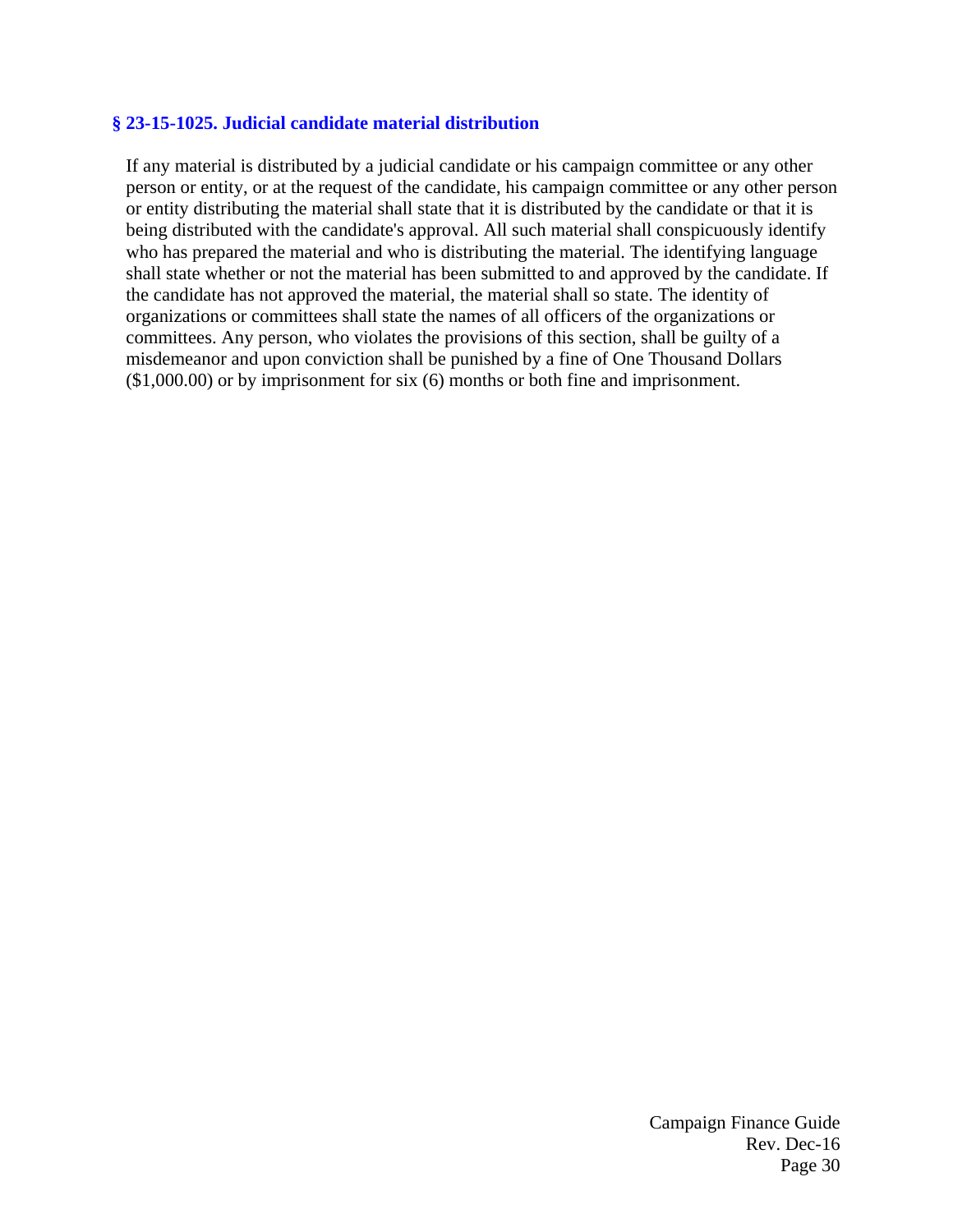### § 23-15-1025. Judicial candidate material distribution

If any material is distributed by a judicial candidate or his campaign committee or any other person or entity, or at the request of the candidate, his campaign committee or any other person or entity distributing the material shall state that it is distributed by the candidate or that it is being distributed with the candidate's approval. All such material shall conspicuously identify who has prepared the material and who is distributing the material. The identifying language shall state whether or not the material has been submitted to and approved by the candidate. If the candidate has not approved the material, the material shall so state. The identity of organizations or committees shall state the names of all officers of the organizations or committees. Any person, who violates the provisions of this section, shall be guilty of a misdemeanor and upon conviction shall be punished by a fine of One Thousand Dollars ($1,000.00) or by imprisonment for six (6) months or both fine and imprisonment.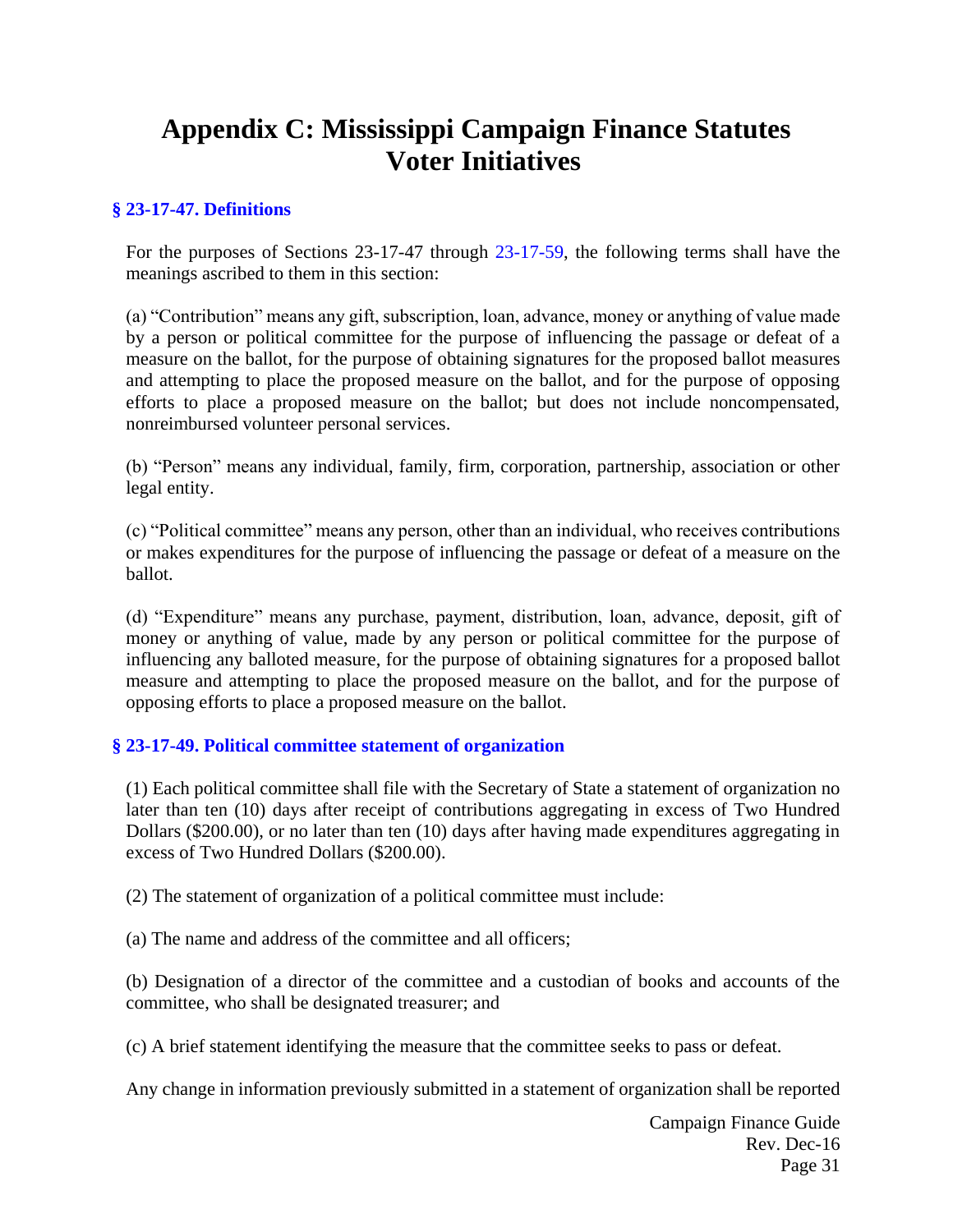# Appendix C: Mississippi Campaign Finance Statutes Voter Initiatives

### § 23-17-47. Definitions

For the purposes of Sections 23-17-47 through 23-17-59, the following terms shall have the meanings ascribed to them in this section:

(a) "Contribution" means any gift, subscription, loan, advance, money or anything of value made by a person or political committee for the purpose of influencing the passage or defeat of a measure on the ballot, for the purpose of obtaining signatures for the proposed ballot measures and attempting to place the proposed measure on the ballot, and for the purpose of opposing efforts to place a proposed measure on the ballot; but does not include noncompensated, nonreimbursed volunteer personal services.

(b) "Person" means any individual, family, firm, corporation, partnership, association or other legal entity.

(c) "Political committee" means any person, other than an individual, who receives contributions or makes expenditures for the purpose of influencing the passage or defeat of a measure on the ballot.

(d) "Expenditure" means any purchase, payment, distribution, loan, advance, deposit, gift of money or anything of value, made by any person or political committee for the purpose of influencing any balloted measure, for the purpose of obtaining signatures for a proposed ballot measure and attempting to place the proposed measure on the ballot, and for the purpose of opposing efforts to place a proposed measure on the ballot.

### § 23-17-49. Political committee statement of organization

(1) Each political committee shall file with the Secretary of State a statement of organization no later than ten (10) days after receipt of contributions aggregating in excess of Two Hundred Dollars ($200.00), or no later than ten (10) days after having made expenditures aggregating in excess of Two Hundred Dollars ($200.00).

(2) The statement of organization of a political committee must include:

(a) The name and address of the committee and all officers;

(b) Designation of a director of the committee and a custodian of books and accounts of the committee, who shall be designated treasurer; and

(c) A brief statement identifying the measure that the committee seeks to pass or defeat.

Any change in information previously submitted in a statement of organization shall be reported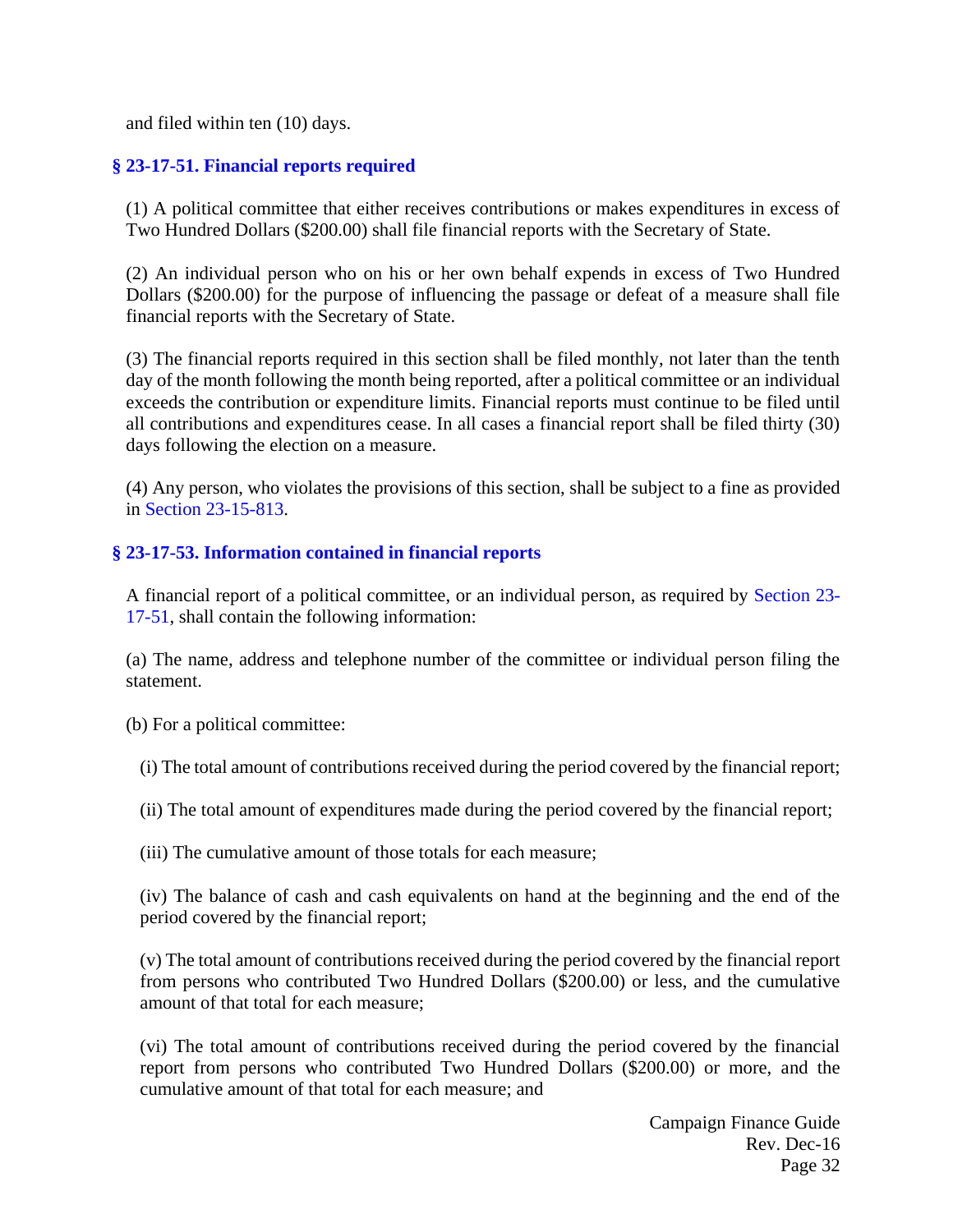and filed within ten (10) days.

### § 23-17-51. Financial reports required

(1) A political committee that either receives contributions or makes expenditures in excess of Two Hundred Dollars ($200.00) shall file financial reports with the Secretary of State.

(2) An individual person who on his or her own behalf expends in excess of Two Hundred Dollars ($200.00) for the purpose of influencing the passage or defeat of a measure shall file financial reports with the Secretary of State.

(3) The financial reports required in this section shall be filed monthly, not later than the tenth day of the month following the month being reported, after a political committee or an individual exceeds the contribution or expenditure limits. Financial reports must continue to be filed until all contributions and expenditures cease. In all cases a financial report shall be filed thirty (30) days following the election on a measure.

(4) Any person, who violates the provisions of this section, shall be subject to a fine as provided in Section 23-15-813.

### § 23-17-53. Information contained in financial reports

A financial report of a political committee, or an individual person, as required by Section 23-17-51, shall contain the following information:

(a) The name, address and telephone number of the committee or individual person filing the statement.

(b) For a political committee:

(i) The total amount of contributions received during the period covered by the financial report;

(ii) The total amount of expenditures made during the period covered by the financial report;

(iii) The cumulative amount of those totals for each measure;

(iv) The balance of cash and cash equivalents on hand at the beginning and the end of the period covered by the financial report;

(v) The total amount of contributions received during the period covered by the financial report from persons who contributed Two Hundred Dollars ($200.00) or less, and the cumulative amount of that total for each measure;

(vi) The total amount of contributions received during the period covered by the financial report from persons who contributed Two Hundred Dollars ($200.00) or more, and the cumulative amount of that total for each measure; and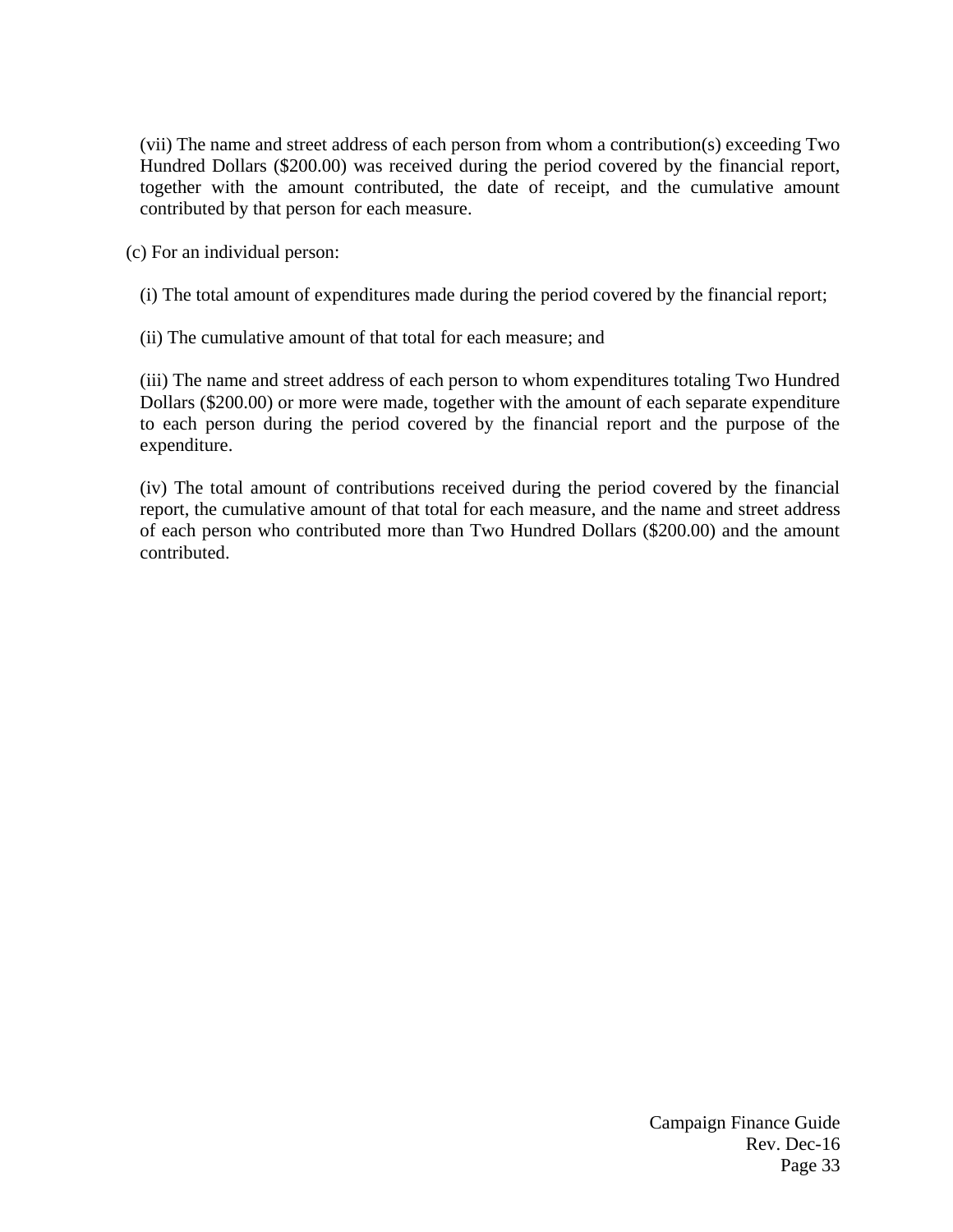(vii) The name and street address of each person from whom a contribution(s) exceeding Two Hundred Dollars ($200.00) was received during the period covered by the financial report, together with the amount contributed, the date of receipt, and the cumulative amount contributed by that person for each measure.

(c) For an individual person:

(i) The total amount of expenditures made during the period covered by the financial report;

(ii) The cumulative amount of that total for each measure; and

(iii) The name and street address of each person to whom expenditures totaling Two Hundred Dollars ($200.00) or more were made, together with the amount of each separate expenditure to each person during the period covered by the financial report and the purpose of the expenditure.

(iv) The total amount of contributions received during the period covered by the financial report, the cumulative amount of that total for each measure, and the name and street address of each person who contributed more than Two Hundred Dollars ($200.00) and the amount contributed.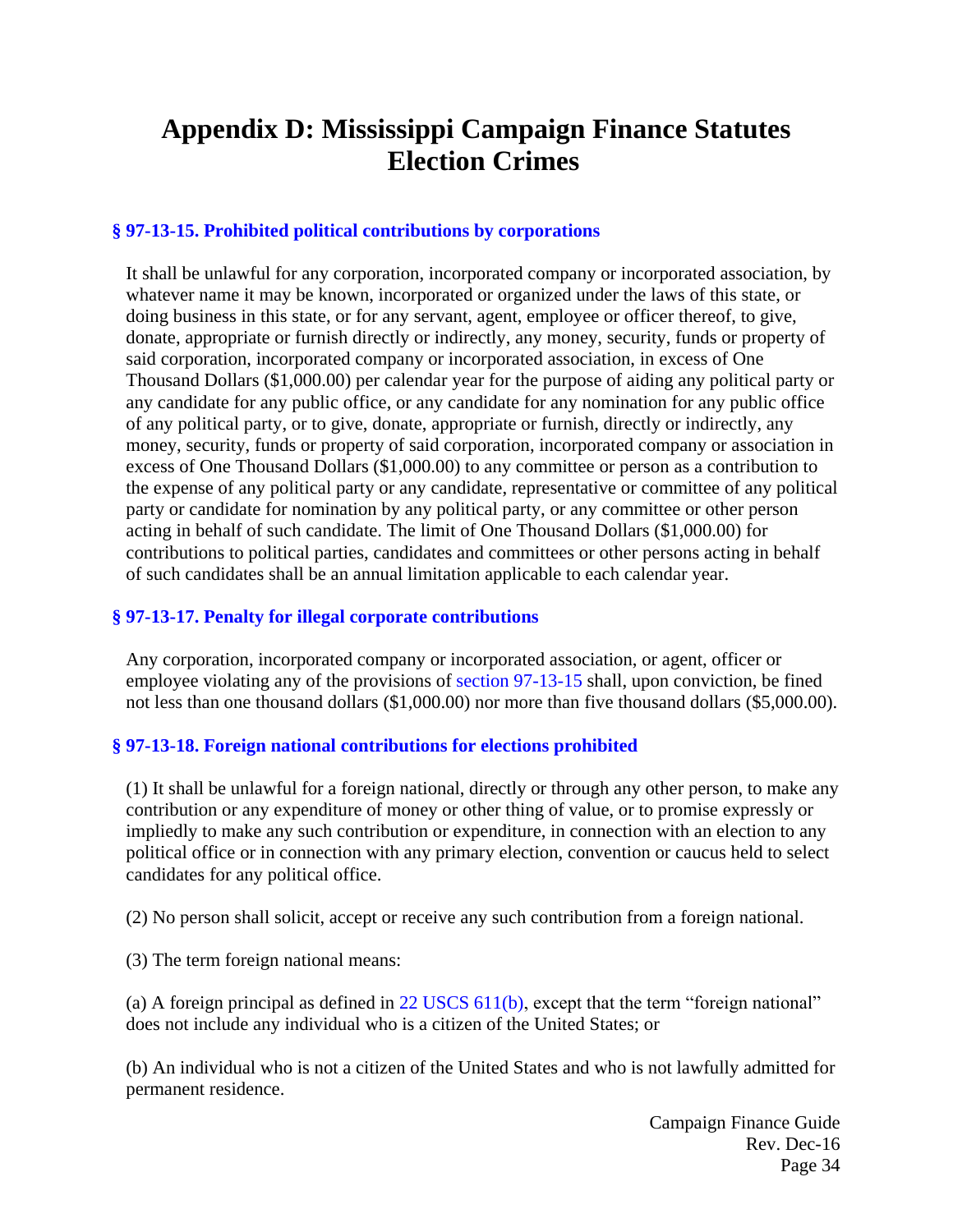# Appendix D: Mississippi Campaign Finance Statutes Election Crimes

### § 97-13-15. Prohibited political contributions by corporations

It shall be unlawful for any corporation, incorporated company or incorporated association, by whatever name it may be known, incorporated or organized under the laws of this state, or doing business in this state, or for any servant, agent, employee or officer thereof, to give, donate, appropriate or furnish directly or indirectly, any money, security, funds or property of said corporation, incorporated company or incorporated association, in excess of One Thousand Dollars ($1,000.00) per calendar year for the purpose of aiding any political party or any candidate for any public office, or any candidate for any nomination for any public office of any political party, or to give, donate, appropriate or furnish, directly or indirectly, any money, security, funds or property of said corporation, incorporated company or association in excess of One Thousand Dollars ($1,000.00) to any committee or person as a contribution to the expense of any political party or any candidate, representative or committee of any political party or candidate for nomination by any political party, or any committee or other person acting in behalf of such candidate. The limit of One Thousand Dollars ($1,000.00) for contributions to political parties, candidates and committees or other persons acting in behalf of such candidates shall be an annual limitation applicable to each calendar year.

### § 97-13-17. Penalty for illegal corporate contributions

Any corporation, incorporated company or incorporated association, or agent, officer or employee violating any of the provisions of section 97-13-15 shall, upon conviction, be fined not less than one thousand dollars ($1,000.00) nor more than five thousand dollars ($5,000.00).

### § 97-13-18. Foreign national contributions for elections prohibited

(1) It shall be unlawful for a foreign national, directly or through any other person, to make any contribution or any expenditure of money or other thing of value, or to promise expressly or impliedly to make any such contribution or expenditure, in connection with an election to any political office or in connection with any primary election, convention or caucus held to select candidates for any political office.

(2) No person shall solicit, accept or receive any such contribution from a foreign national.

(3) The term foreign national means:

(a) A foreign principal as defined in 22 USCS 611(b), except that the term "foreign national" does not include any individual who is a citizen of the United States; or

(b) An individual who is not a citizen of the United States and who is not lawfully admitted for permanent residence.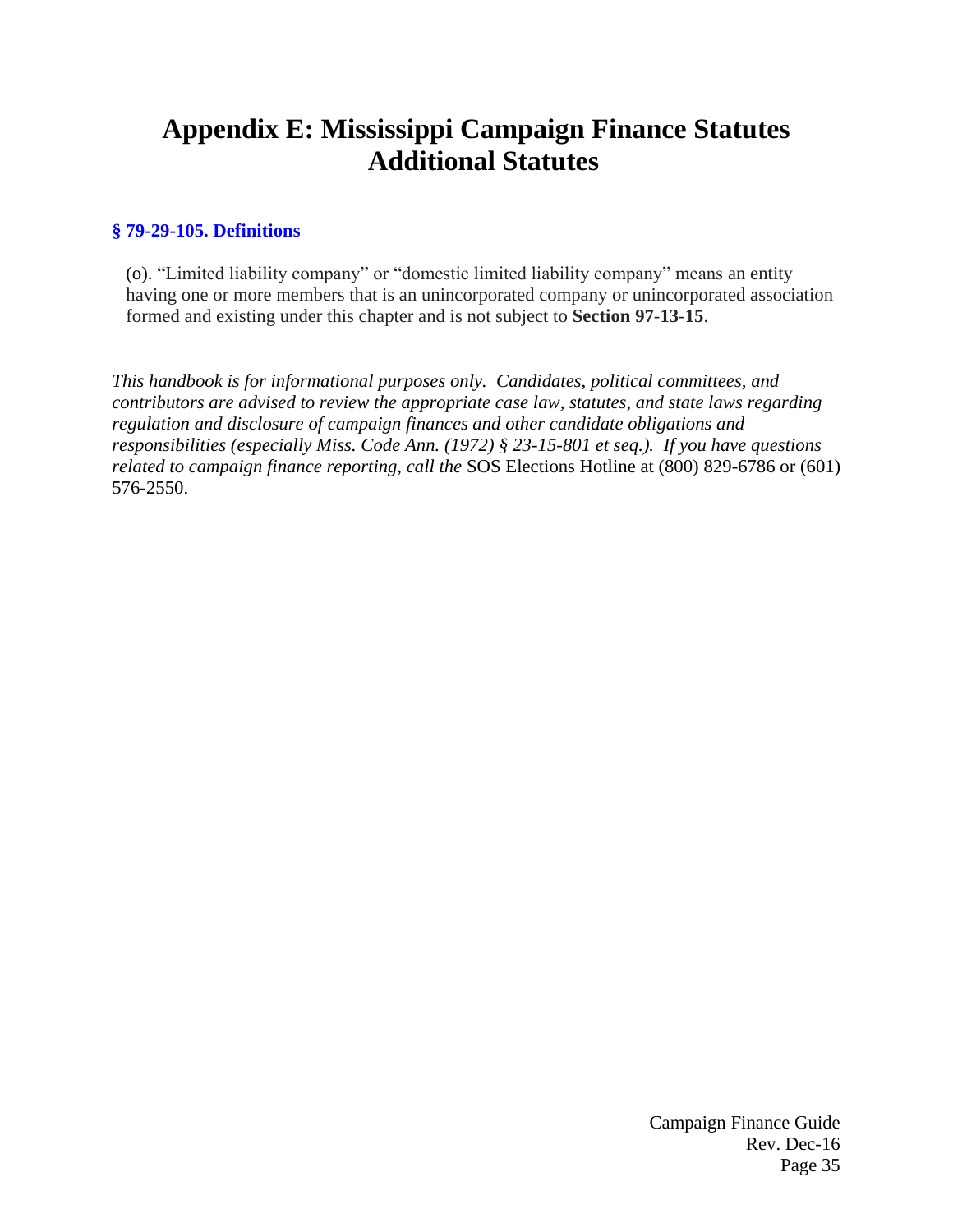# Appendix E: Mississippi Campaign Finance Statutes Additional Statutes

### § 79-29-105. Definitions

(o). "Limited liability company" or "domestic limited liability company" means an entity having one or more members that is an unincorporated company or unincorporated association formed and existing under this chapter and is not subject to **Section 97-13-15**.

*This handbook is for informational purposes only. Candidates, political committees, and contributors are advised to review the appropriate case law, statutes, and state laws regarding regulation and disclosure of campaign finances and other candidate obligations and responsibilities (especially Miss. Code Ann. (1972) § 23-15-801 et seq.). If you have questions related to campaign finance reporting, call the* SOS Elections Hotline at (800) 829-6786 or (601) 576-2550.